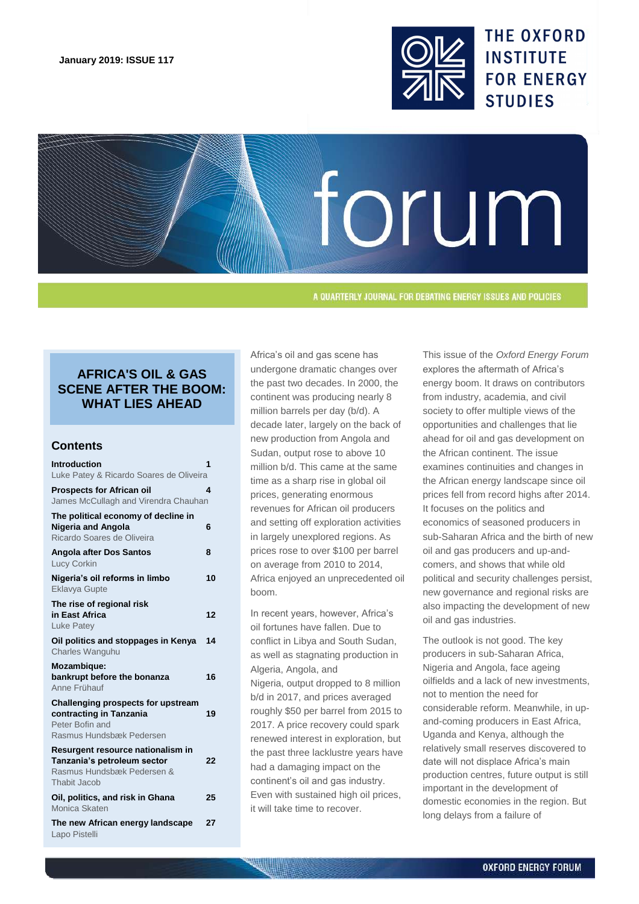January 2019: ISSUE 117

THE OXFORD INSTITUTE FOR ENERGY STUDIES

# forum

A QUARTERLY JOURNAL FOR DEBATING ENERGY ISSUES AND POLICIES

## AFRICA'S OIL & GAS SCENE AFTER THE BOOM: WHAT LIES AHEAD

### Contents

| | |
|---|---|
| **Introduction**<br>Luke Patey & Ricardo Soares de Oliveira | 1 |
| **Prospects for African oil**<br>James McCullagh and Virendra Chauhan | 4 |
| **The political economy of decline in Nigeria and Angola**<br>Ricardo Soares de Oliveira | 6 |
| **Angola after Dos Santos**<br>Lucy Corkin | 8 |
| **Nigeria's oil reforms in limbo**<br>Eklavya Gupte | 10 |
| **The rise of regional risk in East Africa**<br>Luke Patey | 12 |
| **Oil politics and stoppages in Kenya**<br>Charles Wanguhu | 14 |
| **Mozambique: bankrupt before the bonanza**<br>Anne Frühauf | 16 |
| **Challenging prospects for upstream contracting in Tanzania**<br>Peter Bofin and Rasmus Hundsbæk Pedersen | 19 |
| **Resurgent resource nationalism in Tanzania's petroleum sector**<br>Rasmus Hundsbæk Pedersen & Thabit Jacob | 22 |
| **Oil, politics, and risk in Ghana**<br>Monica Skaten | 25 |
| **The new African energy landscape**<br>Lapo Pistelli | 27 |

Africa's oil and gas scene has undergone dramatic changes over the past two decades. In 2000, the continent was producing nearly 8 million barrels per day (b/d). A decade later, largely on the back of new production from Angola and Sudan, output rose to above 10 million b/d. This came at the same time as a sharp rise in global oil prices, generating enormous revenues for African oil producers and setting off exploration activities in largely unexplored regions. As prices rose to over $100 per barrel on average from 2010 to 2014, Africa enjoyed an unprecedented oil boom.

In recent years, however, Africa's oil fortunes have fallen. Due to conflict in Libya and South Sudan, as well as stagnating production in Algeria, Angola, and Nigeria, output dropped to 8 million b/d in 2017, and prices averaged roughly $50 per barrel from 2015 to 2017. A price recovery could spark renewed interest in exploration, but the past three lacklustre years have had a damaging impact on the continent's oil and gas industry. Even with sustained high oil prices, it will take time to recover.

This issue of the *Oxford Energy Forum* explores the aftermath of Africa's energy boom. It draws on contributors from industry, academia, and civil society to offer multiple views of the opportunities and challenges that lie ahead for oil and gas development on the African continent. The issue examines continuities and changes in the African energy landscape since oil prices fell from record highs after 2014. It focuses on the politics and economics of seasoned producers in sub-Saharan Africa and the birth of new oil and gas producers and up-and-comers, and shows that while old political and security challenges persist, new governance and regional risks are also impacting the development of new oil and gas industries.

The outlook is not good. The key producers in sub-Saharan Africa, Nigeria and Angola, face ageing oilfields and a lack of new investments, not to mention the need for considerable reform. Meanwhile, in up-and-coming producers in East Africa, Uganda and Kenya, although the relatively small reserves discovered to date will not displace Africa's main production centres, future output is still important in the development of domestic economies in the region. But long delays from a failure of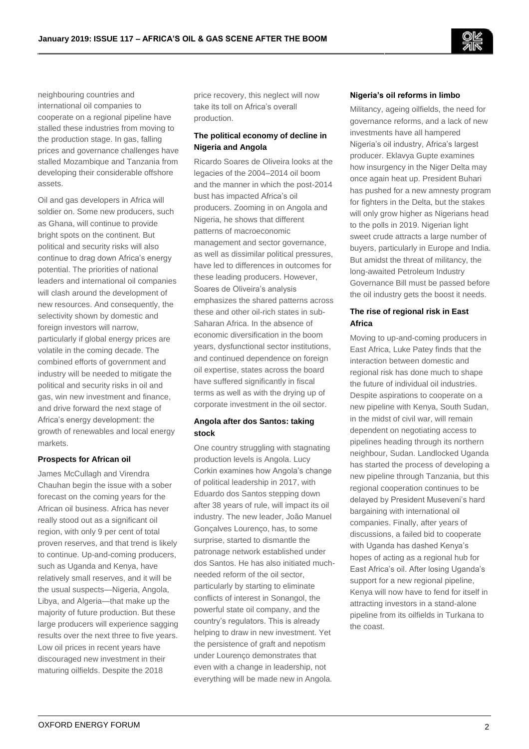neighbouring countries and international oil companies to cooperate on a regional pipeline have stalled these industries from moving to the production stage. In gas, falling prices and governance challenges have stalled Mozambique and Tanzania from developing their considerable offshore assets.

Oil and gas developers in Africa will soldier on. Some new producers, such as Ghana, will continue to provide bright spots on the continent. But political and security risks will also continue to drag down Africa's energy potential. The priorities of national leaders and international oil companies will clash around the development of new resources. And consequently, the selectivity shown by domestic and foreign investors will narrow, particularly if global energy prices are volatile in the coming decade. The combined efforts of government and industry will be needed to mitigate the political and security risks in oil and gas, win new investment and finance, and drive forward the next stage of Africa's energy development: the growth of renewables and local energy markets.

**Prospects for African oil**

James McCullagh and Virendra Chauhan begin the issue with a sober forecast on the coming years for the African oil business. Africa has never really stood out as a significant oil region, with only 9 per cent of total proven reserves, and that trend is likely to continue. Up-and-coming producers, such as Uganda and Kenya, have relatively small reserves, and it will be the usual suspects—Nigeria, Angola, Libya, and Algeria—that make up the majority of future production. But these large producers will experience sagging results over the next three to five years. Low oil prices in recent years have discouraged new investment in their maturing oilfields. Despite the 2018 price recovery, this neglect will now take its toll on Africa's overall production.

**The political economy of decline in Nigeria and Angola**

Ricardo Soares de Oliveira looks at the legacies of the 2004–2014 oil boom and the manner in which the post-2014 bust has impacted Africa's oil producers. Zooming in on Angola and Nigeria, he shows that different patterns of macroeconomic management and sector governance, as well as dissimilar political pressures, have led to differences in outcomes for these leading producers. However, Soares de Oliveira's analysis emphasizes the shared patterns across these and other oil-rich states in sub-Saharan Africa. In the absence of economic diversification in the boom years, dysfunctional sector institutions, and continued dependence on foreign oil expertise, states across the board have suffered significantly in fiscal terms as well as with the drying up of corporate investment in the oil sector.

**Angola after dos Santos: taking stock**

One country struggling with stagnating production levels is Angola. Lucy Corkin examines how Angola's change of political leadership in 2017, with Eduardo dos Santos stepping down after 38 years of rule, will impact its oil industry. The new leader, João Manuel Gonçalves Lourenço, has, to some surprise, started to dismantle the patronage network established under dos Santos. He has also initiated much-needed reform of the oil sector, particularly by starting to eliminate conflicts of interest in Sonangol, the powerful state oil company, and the country's regulators. This is already helping to draw in new investment. Yet the persistence of graft and nepotism under Lourenço demonstrates that even with a change in leadership, not everything will be made new in Angola.

**Nigeria's oil reforms in limbo**

Militancy, ageing oilfields, the need for governance reforms, and a lack of new investments have all hampered Nigeria's oil industry, Africa's largest producer. Eklavya Gupte examines how insurgency in the Niger Delta may once again heat up. President Buhari has pushed for a new amnesty program for fighters in the Delta, but the stakes will only grow higher as Nigerians head to the polls in 2019. Nigerian light sweet crude attracts a large number of buyers, particularly in Europe and India. But amidst the threat of militancy, the long-awaited Petroleum Industry Governance Bill must be passed before the oil industry gets the boost it needs.

**The rise of regional risk in East Africa**

Moving to up-and-coming producers in East Africa, Luke Patey finds that the interaction between domestic and regional risk has done much to shape the future of individual oil industries. Despite aspirations to cooperate on a new pipeline with Kenya, South Sudan, in the midst of civil war, will remain dependent on negotiating access to pipelines heading through its northern neighbour, Sudan. Landlocked Uganda has started the process of developing a new pipeline through Tanzania, but this regional cooperation continues to be delayed by President Museveni's hard bargaining with international oil companies. Finally, after years of discussions, a failed bid to cooperate with Uganda has dashed Kenya's hopes of acting as a regional hub for East Africa's oil. After losing Uganda's support for a new regional pipeline, Kenya will now have to fend for itself in attracting investors in a stand-alone pipeline from its oilfields in Turkana to the coast.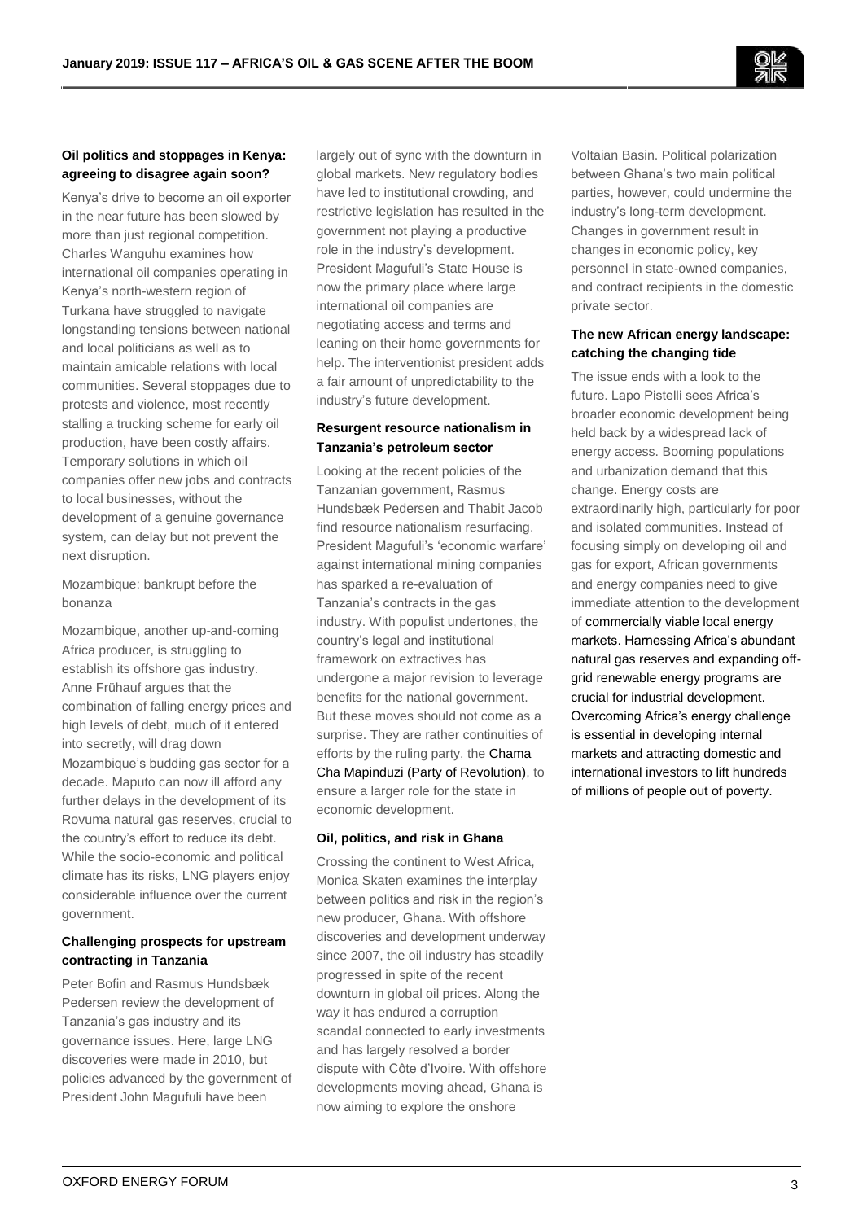### Oil politics and stoppages in Kenya: agreeing to disagree again soon?

Kenya's drive to become an oil exporter in the near future has been slowed by more than just regional competition. Charles Wanguhu examines how international oil companies operating in Kenya's north-western region of Turkana have struggled to navigate longstanding tensions between national and local politicians as well as to maintain amicable relations with local communities. Several stoppages due to protests and violence, most recently stalling a trucking scheme for early oil production, have been costly affairs. Temporary solutions in which oil companies offer new jobs and contracts to local businesses, without the development of a genuine governance system, can delay but not prevent the next disruption.

### Mozambique: bankrupt before the bonanza

Mozambique, another up-and-coming Africa producer, is struggling to establish its offshore gas industry. Anne Frühauf argues that the combination of falling energy prices and high levels of debt, much of it entered into secretly, will drag down Mozambique's budding gas sector for a decade. Maputo can now ill afford any further delays in the development of its Rovuma natural gas reserves, crucial to the country's effort to reduce its debt. While the socio-economic and political climate has its risks, LNG players enjoy considerable influence over the current government.

### Challenging prospects for upstream contracting in Tanzania

Peter Bofin and Rasmus Hundsbæk Pedersen review the development of Tanzania's gas industry and its governance issues. Here, large LNG discoveries were made in 2010, but policies advanced by the government of President John Magufuli have been largely out of sync with the downturn in global markets. New regulatory bodies have led to institutional crowding, and restrictive legislation has resulted in the government not playing a productive role in the industry's development. President Magufuli's State House is now the primary place where large international oil companies are negotiating access and terms and leaning on their home governments for help. The interventionist president adds a fair amount of unpredictability to the industry's future development.

### Resurgent resource nationalism in Tanzania's petroleum sector

Looking at the recent policies of the Tanzanian government, Rasmus Hundsbæk Pedersen and Thabit Jacob find resource nationalism resurfacing. President Magufuli's 'economic warfare' against international mining companies has sparked a re-evaluation of Tanzania's contracts in the gas industry. With populist undertones, the country's legal and institutional framework on extractives has undergone a major revision to leverage benefits for the national government. But these moves should not come as a surprise. They are rather continuities of efforts by the ruling party, the Chama Cha Mapinduzi (Party of Revolution), to ensure a larger role for the state in economic development.

### Oil, politics, and risk in Ghana

Crossing the continent to West Africa, Monica Skaten examines the interplay between politics and risk in the region's new producer, Ghana. With offshore discoveries and development underway since 2007, the oil industry has steadily progressed in spite of the recent downturn in global oil prices. Along the way it has endured a corruption scandal connected to early investments and has largely resolved a border dispute with Côte d'Ivoire. With offshore developments moving ahead, Ghana is now aiming to explore the onshore Voltaian Basin. Political polarization between Ghana's two main political parties, however, could undermine the industry's long-term development. Changes in government result in changes in economic policy, key personnel in state-owned companies, and contract recipients in the domestic private sector.

### The new African energy landscape: catching the changing tide

The issue ends with a look to the future. Lapo Pistelli sees Africa's broader economic development being held back by a widespread lack of energy access. Booming populations and urbanization demand that this change. Energy costs are extraordinarily high, particularly for poor and isolated communities. Instead of focusing simply on developing oil and gas for export, African governments and energy companies need to give immediate attention to the development of commercially viable local energy markets. Harnessing Africa's abundant natural gas reserves and expanding off-grid renewable energy programs are crucial for industrial development. Overcoming Africa's energy challenge is essential in developing internal markets and attracting domestic and international investors to lift hundreds of millions of people out of poverty.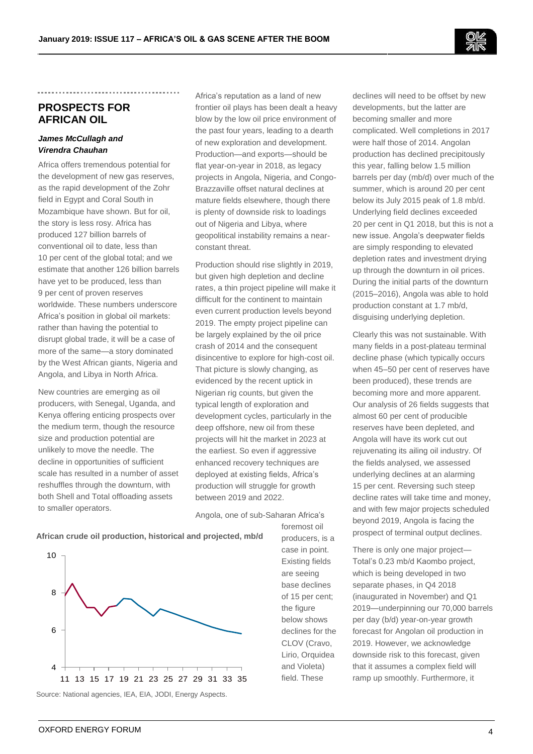## PROSPECTS FOR AFRICAN OIL

***James McCullagh and Virendra Chauhan***

Africa offers tremendous potential for the development of new gas reserves, as the rapid development of the Zohr field in Egypt and Coral South in Mozambique have shown. But for oil, the story is less rosy. Africa has produced 127 billion barrels of conventional oil to date, less than 10 per cent of the global total; and we estimate that another 126 billion barrels have yet to be produced, less than 9 per cent of proven reserves worldwide. These numbers underscore Africa's position in global oil markets: rather than having the potential to disrupt global trade, it will be a case of more of the same—a story dominated by the West African giants, Nigeria and Angola, and Libya in North Africa.

New countries are emerging as oil producers, with Senegal, Uganda, and Kenya offering enticing prospects over the medium term, though the resource size and production potential are unlikely to move the needle. The decline in opportunities of sufficient scale has resulted in a number of asset reshuffles through the downturn, with both Shell and Total offloading assets to smaller operators.

Africa's reputation as a land of new frontier oil plays has been dealt a heavy blow by the low oil price environment of the past four years, leading to a dearth of new exploration and development. Production—and exports—should be flat year-on-year in 2018, as legacy projects in Angola, Nigeria, and Congo-Brazzaville offset natural declines at mature fields elsewhere, though there is plenty of downside risk to loadings out of Nigeria and Libya, where geopolitical instability remains a near-constant threat.

Production should rise slightly in 2019, but given high depletion and decline rates, a thin project pipeline will make it difficult for the continent to maintain even current production levels beyond 2019. The empty project pipeline can be largely explained by the oil price crash of 2014 and the consequent disincentive to explore for high-cost oil. That picture is slowly changing, as evidenced by the recent uptick in Nigerian rig counts, but given the typical length of exploration and development cycles, particularly in the deep offshore, new oil from these projects will hit the market in 2023 at the earliest. So even if aggressive enhanced recovery techniques are deployed at existing fields, Africa's production will struggle for growth between 2019 and 2022.

**African crude oil production, historical and projected, mb/d**

Source: National agencies, IEA, EIA, JODI, Energy Aspects.

Angola, one of sub-Saharan Africa's foremost oil producers, is a case in point. Existing fields are seeing base declines of 15 per cent; the figure below shows declines for the CLOV (Cravo, Lirio, Orquidea and Violeta) field. These declines will need to be offset by new developments, but the latter are becoming smaller and more complicated. Well completions in 2017 were half those of 2014. Angolan production has declined precipitously this year, falling below 1.5 million barrels per day (mb/d) over much of the summer, which is around 20 per cent below its July 2015 peak of 1.8 mb/d. Underlying field declines exceeded 20 per cent in Q1 2018, but this is not a new issue. Angola's deepwater fields are simply responding to elevated depletion rates and investment drying up through the downturn in oil prices. During the initial parts of the downturn (2015–2016), Angola was able to hold production constant at 1.7 mb/d, disguising underlying depletion.

Clearly this was not sustainable. With many fields in a post-plateau terminal decline phase (which typically occurs when 45–50 per cent of reserves have been produced), these trends are becoming more and more apparent. Our analysis of 26 fields suggests that almost 60 per cent of producible reserves have been depleted, and Angola will have its work cut out rejuvenating its ailing oil industry. Of the fields analysed, we assessed underlying declines at an alarming 15 per cent. Reversing such steep decline rates will take time and money, and with few major projects scheduled beyond 2019, Angola is facing the prospect of terminal output declines.

There is only one major project—Total's 0.23 mb/d Kaombo project, which is being developed in two separate phases, in Q4 2018 (inaugurated in November) and Q1 2019—underpinning our 70,000 barrels per day (b/d) year-on-year growth forecast for Angolan oil production in 2019. However, we acknowledge downside risk to this forecast, given that it assumes a complex field will ramp up smoothly. Furthermore, it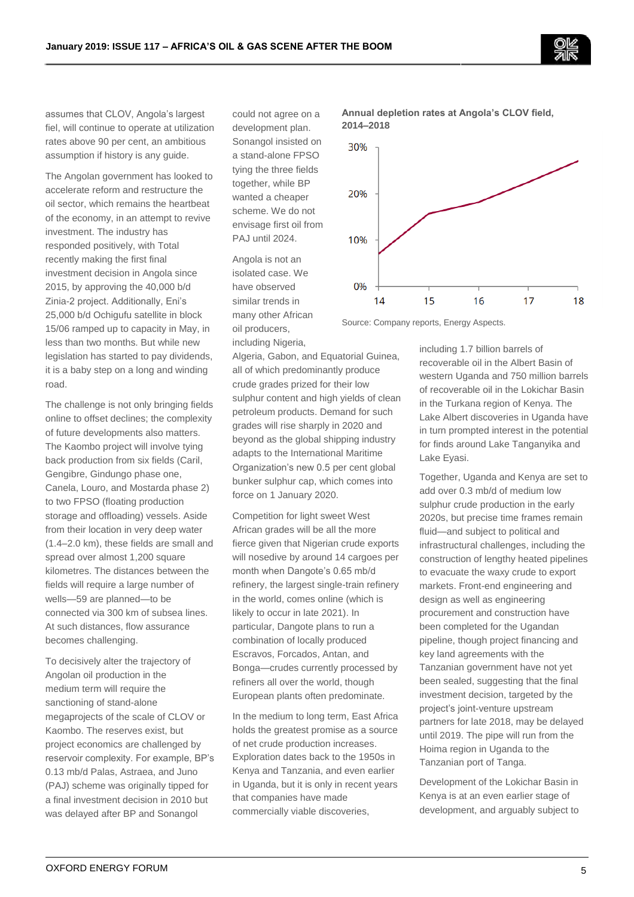assumes that CLOV, Angola's largest fiel, will continue to operate at utilization rates above 90 per cent, an ambitious assumption if history is any guide.

The Angolan government has looked to accelerate reform and restructure the oil sector, which remains the heartbeat of the economy, in an attempt to revive investment. The industry has responded positively, with Total recently making the first final investment decision in Angola since 2015, by approving the 40,000 b/d Zinia-2 project. Additionally, Eni's 25,000 b/d Ochigufu satellite in block 15/06 ramped up to capacity in May, in less than two months. But while new legislation has started to pay dividends, it is a baby step on a long and winding road.

The challenge is not only bringing fields online to offset declines; the complexity of future developments also matters. The Kaombo project will involve tying back production from six fields (Caril, Gengibre, Gindungo phase one, Canela, Louro, and Mostarda phase 2) to two FPSO (floating production storage and offloading) vessels. Aside from their location in very deep water (1.4–2.0 km), these fields are small and spread over almost 1,200 square kilometres. The distances between the fields will require a large number of wells—59 are planned—to be connected via 300 km of subsea lines. At such distances, flow assurance becomes challenging.

To decisively alter the trajectory of Angolan oil production in the medium term will require the sanctioning of stand-alone megaprojects of the scale of CLOV or Kaombo. The reserves exist, but project economics are challenged by reservoir complexity. For example, BP's 0.13 mb/d Palas, Astraea, and Juno (PAJ) scheme was originally tipped for a final investment decision in 2010 but was delayed after BP and Sonangol could not agree on a development plan. Sonangol insisted on a stand-alone FPSO tying the three fields together, while BP wanted a cheaper scheme. We do not envisage first oil from PAJ until 2024.

**Annual depletion rates at Angola's CLOV field, 2014–2018**

| Year | Depletion rate (approx.) |
|---|---|
| 14 | ~7% |
| 15 | ~16% |
| 16 | ~18% |
| 17 | ~22% |
| 18 | ~27% |

Source: Company reports, Energy Aspects.

Angola is not an isolated case. We have observed similar trends in many other African oil producers, including Nigeria, Algeria, Gabon, and Equatorial Guinea, all of which predominantly produce crude grades prized for their low sulphur content and high yields of clean petroleum products. Demand for such grades will rise sharply in 2020 and beyond as the global shipping industry adapts to the International Maritime Organization's new 0.5 per cent global bunker sulphur cap, which comes into force on 1 January 2020.

Competition for light sweet West African grades will be all the more fierce given that Nigerian crude exports will nosedive by around 14 cargoes per month when Dangote's 0.65 mb/d refinery, the largest single-train refinery in the world, comes online (which is likely to occur in late 2021). In particular, Dangote plans to run a combination of locally produced Escravos, Forcados, Antan, and Bonga—crudes currently processed by refiners all over the world, though European plants often predominate.

In the medium to long term, East Africa holds the greatest promise as a source of net crude production increases. Exploration dates back to the 1950s in Kenya and Tanzania, and even earlier in Uganda, but it is only in recent years that companies have made commercially viable discoveries, including 1.7 billion barrels of recoverable oil in the Albert Basin of western Uganda and 750 million barrels of recoverable oil in the Lokichar Basin in the Turkana region of Kenya. The Lake Albert discoveries in Uganda have in turn prompted interest in the potential for finds around Lake Tanganyika and Lake Eyasi.

Together, Uganda and Kenya are set to add over 0.3 mb/d of medium low sulphur crude production in the early 2020s, but precise time frames remain fluid—and subject to political and infrastructural challenges, including the construction of lengthy heated pipelines to evacuate the waxy crude to export markets. Front-end engineering and design as well as engineering procurement and construction have been completed for the Ugandan pipeline, though project financing and key land agreements with the Tanzanian government have not yet been sealed, suggesting that the final investment decision, targeted by the project's joint-venture upstream partners for late 2018, may be delayed until 2019. The pipe will run from the Hoima region in Uganda to the Tanzanian port of Tanga.

Development of the Lokichar Basin in Kenya is at an even earlier stage of development, and arguably subject to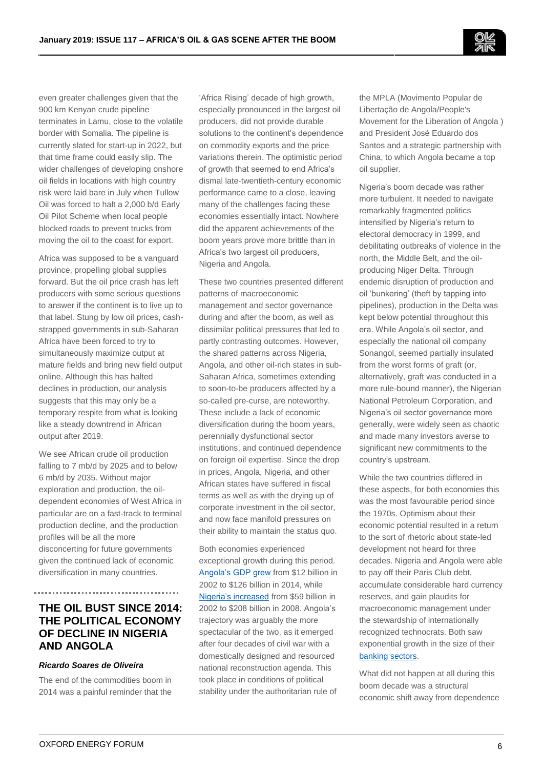even greater challenges given that the 900 km Kenyan crude pipeline terminates in Lamu, close to the volatile border with Somalia. The pipeline is currently slated for start-up in 2022, but that time frame could easily slip. The wider challenges of developing onshore oil fields in locations with high country risk were laid bare in July when Tullow Oil was forced to halt a 2,000 b/d Early Oil Pilot Scheme when local people blocked roads to prevent trucks from moving the oil to the coast for export.

Africa was supposed to be a vanguard province, propelling global supplies forward. But the oil price crash has left producers with some serious questions to answer if the continent is to live up to that label. Stung by low oil prices, cash-strapped governments in sub-Saharan Africa have been forced to try to simultaneously maximize output at mature fields and bring new field output online. Although this has halted declines in production, our analysis suggests that this may only be a temporary respite from what is looking like a steady downtrend in African output after 2019.

We see African crude oil production falling to 7 mb/d by 2025 and to below 6 mb/d by 2035. Without major exploration and production, the oil-dependent economies of West Africa in particular are on a fast-track to terminal production decline, and the production profiles will be all the more disconcerting for future governments given the continued lack of economic diversification in many countries.

## THE OIL BUST SINCE 2014: THE POLITICAL ECONOMY OF DECLINE IN NIGERIA AND ANGOLA

***Ricardo Soares de Oliveira***

The end of the commodities boom in 2014 was a painful reminder that the 'Africa Rising' decade of high growth, especially pronounced in the largest oil producers, did not provide durable solutions to the continent's dependence on commodity exports and the price variations therein. The optimistic period of growth that seemed to end Africa's dismal late-twentieth-century economic performance came to a close, leaving many of the challenges facing these economies essentially intact. Nowhere did the apparent achievements of the boom years prove more brittle than in Africa's two largest oil producers, Nigeria and Angola.

These two countries presented different patterns of macroeconomic management and sector governance during and after the boom, as well as dissimilar political pressures that led to partly contrasting outcomes. However, the shared patterns across Nigeria, Angola, and other oil-rich states in sub-Saharan Africa, sometimes extending to soon-to-be producers affected by a so-called pre-curse, are noteworthy. These include a lack of economic diversification during the boom years, perennially dysfunctional sector institutions, and continued dependence on foreign oil expertise. Since the drop in prices, Angola, Nigeria, and other African states have suffered in fiscal terms as well as with the drying up of corporate investment in the oil sector, and now face manifold pressures on their ability to maintain the status quo.

Both economies experienced exceptional growth during this period. Angola's GDP grew from $12 billion in 2002 to $126 billion in 2014, while Nigeria's increased from $59 billion in 2002 to $208 billion in 2008. Angola's trajectory was arguably the more spectacular of the two, as it emerged after four decades of civil war with a domestically designed and resourced national reconstruction agenda. This took place in conditions of political stability under the authoritarian rule of the MPLA (Movimento Popular de Libertação de Angola/People's Movement for the Liberation of Angola ) and President José Eduardo dos Santos and a strategic partnership with China, to which Angola became a top oil supplier.

Nigeria's boom decade was rather more turbulent. It needed to navigate remarkably fragmented politics intensified by Nigeria's return to electoral democracy in 1999, and debilitating outbreaks of violence in the north, the Middle Belt, and the oil-producing Niger Delta. Through endemic disruption of production and oil 'bunkering' (theft by tapping into pipelines), production in the Delta was kept below potential throughout this era. While Angola's oil sector, and especially the national oil company Sonangol, seemed partially insulated from the worst forms of graft (or, alternatively, graft was conducted in a more rule-bound manner), the Nigerian National Petroleum Corporation, and Nigeria's oil sector governance more generally, were widely seen as chaotic and made many investors averse to significant new commitments to the country's upstream.

While the two countries differed in these aspects, for both economies this was the most favourable period since the 1970s. Optimism about their economic potential resulted in a return to the sort of rhetoric about state-led development not heard for three decades. Nigeria and Angola were able to pay off their Paris Club debt, accumulate considerable hard currency reserves, and gain plaudits for macroeconomic management under the stewardship of internationally recognized technocrats. Both saw exponential growth in the size of their banking sectors.

What did not happen at all during this boom decade was a structural economic shift away from dependence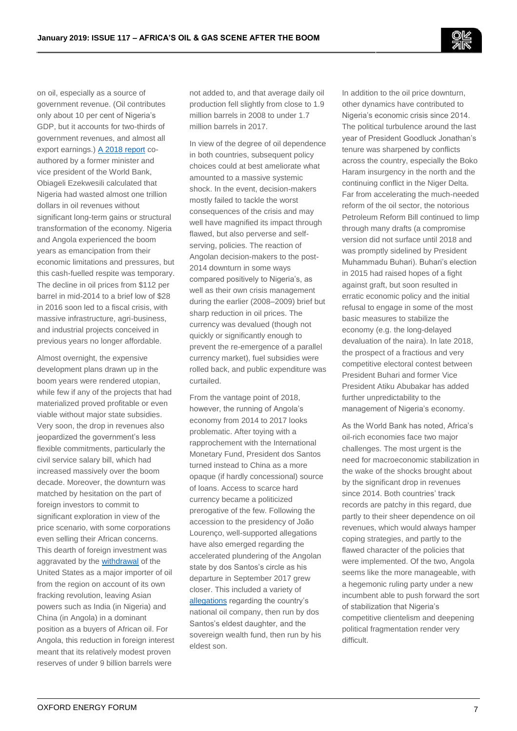on oil, especially as a source of government revenue. (Oil contributes only about 10 per cent of Nigeria's GDP, but it accounts for two-thirds of government revenues, and almost all export earnings.) A 2018 report co-authored by a former minister and vice president of the World Bank, Obiageli Ezekwesili calculated that Nigeria had wasted almost one trillion dollars in oil revenues without significant long-term gains or structural transformation of the economy. Nigeria and Angola experienced the boom years as emancipation from their economic limitations and pressures, but this cash-fuelled respite was temporary. The decline in oil prices from $112 per barrel in mid-2014 to a brief low of $28 in 2016 soon led to a fiscal crisis, with massive infrastructure, agri-business, and industrial projects conceived in previous years no longer affordable.

Almost overnight, the expensive development plans drawn up in the boom years were rendered utopian, while few if any of the projects that had materialized proved profitable or even viable without major state subsidies. Very soon, the drop in revenues also jeopardized the government's less flexible commitments, particularly the civil service salary bill, which had increased massively over the boom decade. Moreover, the downturn was matched by hesitation on the part of foreign investors to commit to significant exploration in view of the price scenario, with some corporations even selling their African concerns. This dearth of foreign investment was aggravated by the withdrawal of the United States as a major importer of oil from the region on account of its own fracking revolution, leaving Asian powers such as India (in Nigeria) and China (in Angola) in a dominant position as a buyers of African oil. For Angola, this reduction in foreign interest meant that its relatively modest proven reserves of under 9 billion barrels were not added to, and that average daily oil production fell slightly from close to 1.9 million barrels in 2008 to under 1.7 million barrels in 2017.

In view of the degree of oil dependence in both countries, subsequent policy choices could at best ameliorate what amounted to a massive systemic shock. In the event, decision-makers mostly failed to tackle the worst consequences of the crisis and may well have magnified its impact through flawed, but also perverse and self-serving, policies. The reaction of Angolan decision-makers to the post-2014 downturn in some ways compared positively to Nigeria's, as well as their own crisis management during the earlier (2008–2009) brief but sharp reduction in oil prices. The currency was devalued (though not quickly or significantly enough to prevent the re-emergence of a parallel currency market), fuel subsidies were rolled back, and public expenditure was curtailed.

From the vantage point of 2018, however, the running of Angola's economy from 2014 to 2017 looks problematic. After toying with a rapprochement with the International Monetary Fund, President dos Santos turned instead to China as a more opaque (if hardly concessional) source of loans. Access to scarce hard currency became a politicized prerogative of the few. Following the accession to the presidency of João Lourenço, well-supported allegations have also emerged regarding the accelerated plundering of the Angolan state by dos Santos's circle as his departure in September 2017 grew closer. This included a variety of allegations regarding the country's national oil company, then run by dos Santos's eldest daughter, and the sovereign wealth fund, then run by his eldest son.

In addition to the oil price downturn, other dynamics have contributed to Nigeria's economic crisis since 2014. The political turbulence around the last year of President Goodluck Jonathan's tenure was sharpened by conflicts across the country, especially the Boko Haram insurgency in the north and the continuing conflict in the Niger Delta. Far from accelerating the much-needed reform of the oil sector, the notorious Petroleum Reform Bill continued to limp through many drafts (a compromise version did not surface until 2018 and was promptly sidelined by President Muhammadu Buhari). Buhari's election in 2015 had raised hopes of a fight against graft, but soon resulted in erratic economic policy and the initial refusal to engage in some of the most basic measures to stabilize the economy (e.g. the long-delayed devaluation of the naira). In late 2018, the prospect of a fractious and very competitive electoral contest between President Buhari and former Vice President Atiku Abubakar has added further unpredictability to the management of Nigeria's economy.

As the World Bank has noted, Africa's oil-rich economies face two major challenges. The most urgent is the need for macroeconomic stabilization in the wake of the shocks brought about by the significant drop in revenues since 2014. Both countries' track records are patchy in this regard, due partly to their sheer dependence on oil revenues, which would always hamper coping strategies, and partly to the flawed character of the policies that were implemented. Of the two, Angola seems like the more manageable, with a hegemonic ruling party under a new incumbent able to push forward the sort of stabilization that Nigeria's competitive clientelism and deepening political fragmentation render very difficult.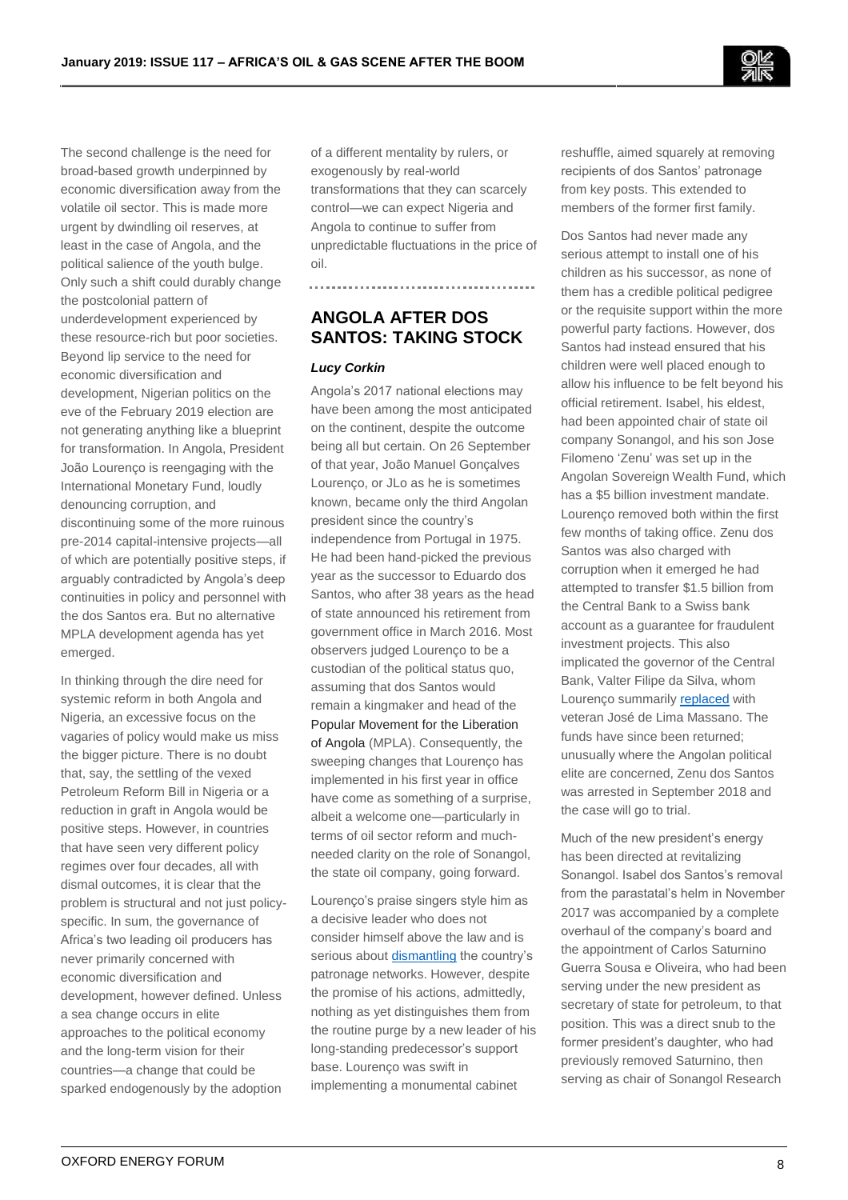The second challenge is the need for broad-based growth underpinned by economic diversification away from the volatile oil sector. This is made more urgent by dwindling oil reserves, at least in the case of Angola, and the political salience of the youth bulge. Only such a shift could durably change the postcolonial pattern of underdevelopment experienced by these resource-rich but poor societies. Beyond lip service to the need for economic diversification and development, Nigerian politics on the eve of the February 2019 election are not generating anything like a blueprint for transformation. In Angola, President João Lourenço is reengaging with the International Monetary Fund, loudly denouncing corruption, and discontinuing some of the more ruinous pre-2014 capital-intensive projects—all of which are potentially positive steps, if arguably contradicted by Angola's deep continuities in policy and personnel with the dos Santos era. But no alternative MPLA development agenda has yet emerged.

In thinking through the dire need for systemic reform in both Angola and Nigeria, an excessive focus on the vagaries of policy would make us miss the bigger picture. There is no doubt that, say, the settling of the vexed Petroleum Reform Bill in Nigeria or a reduction in graft in Angola would be positive steps. However, in countries that have seen very different policy regimes over four decades, all with dismal outcomes, it is clear that the problem is structural and not just policy-specific. In sum, the governance of Africa's two leading oil producers has never primarily concerned with economic diversification and development, however defined. Unless a sea change occurs in elite approaches to the political economy and the long-term vision for their countries—a change that could be sparked endogenously by the adoption of a different mentality by rulers, or exogenously by real-world transformations that they can scarcely control—we can expect Nigeria and Angola to continue to suffer from unpredictable fluctuations in the price of oil.

## ANGOLA AFTER DOS SANTOS: TAKING STOCK

***Lucy Corkin***

Angola's 2017 national elections may have been among the most anticipated on the continent, despite the outcome being all but certain. On 26 September of that year, João Manuel Gonçalves Lourenço, or JLo as he is sometimes known, became only the third Angolan president since the country's independence from Portugal in 1975. He had been hand-picked the previous year as the successor to Eduardo dos Santos, who after 38 years as the head of state announced his retirement from government office in March 2016. Most observers judged Lourenço to be a custodian of the political status quo, assuming that dos Santos would remain a kingmaker and head of the Popular Movement for the Liberation of Angola (MPLA). Consequently, the sweeping changes that Lourenço has implemented in his first year in office have come as something of a surprise, albeit a welcome one—particularly in terms of oil sector reform and much-needed clarity on the role of Sonangol, the state oil company, going forward.

Lourenço's praise singers style him as a decisive leader who does not consider himself above the law and is serious about dismantling the country's patronage networks. However, despite the promise of his actions, admittedly, nothing as yet distinguishes them from the routine purge by a new leader of his long-standing predecessor's support base. Lourenço was swift in implementing a monumental cabinet reshuffle, aimed squarely at removing recipients of dos Santos' patronage from key posts. This extended to members of the former first family.

Dos Santos had never made any serious attempt to install one of his children as his successor, as none of them has a credible political pedigree or the requisite support within the more powerful party factions. However, dos Santos had instead ensured that his children were well placed enough to allow his influence to be felt beyond his official retirement. Isabel, his eldest, had been appointed chair of state oil company Sonangol, and his son Jose Filomeno 'Zenu' was set up in the Angolan Sovereign Wealth Fund, which has a $5 billion investment mandate. Lourenço removed both within the first few months of taking office. Zenu dos Santos was also charged with corruption when it emerged he had attempted to transfer $1.5 billion from the Central Bank to a Swiss bank account as a guarantee for fraudulent investment projects. This also implicated the governor of the Central Bank, Valter Filipe da Silva, whom Lourenço summarily replaced with veteran José de Lima Massano. The funds have since been returned; unusually where the Angolan political elite are concerned, Zenu dos Santos was arrested in September 2018 and the case will go to trial.

Much of the new president's energy has been directed at revitalizing Sonangol. Isabel dos Santos's removal from the parastatal's helm in November 2017 was accompanied by a complete overhaul of the company's board and the appointment of Carlos Saturnino Guerra Sousa e Oliveira, who had been serving under the new president as secretary of state for petroleum, to that position. This was a direct snub to the former president's daughter, who had previously removed Saturnino, then serving as chair of Sonangol Research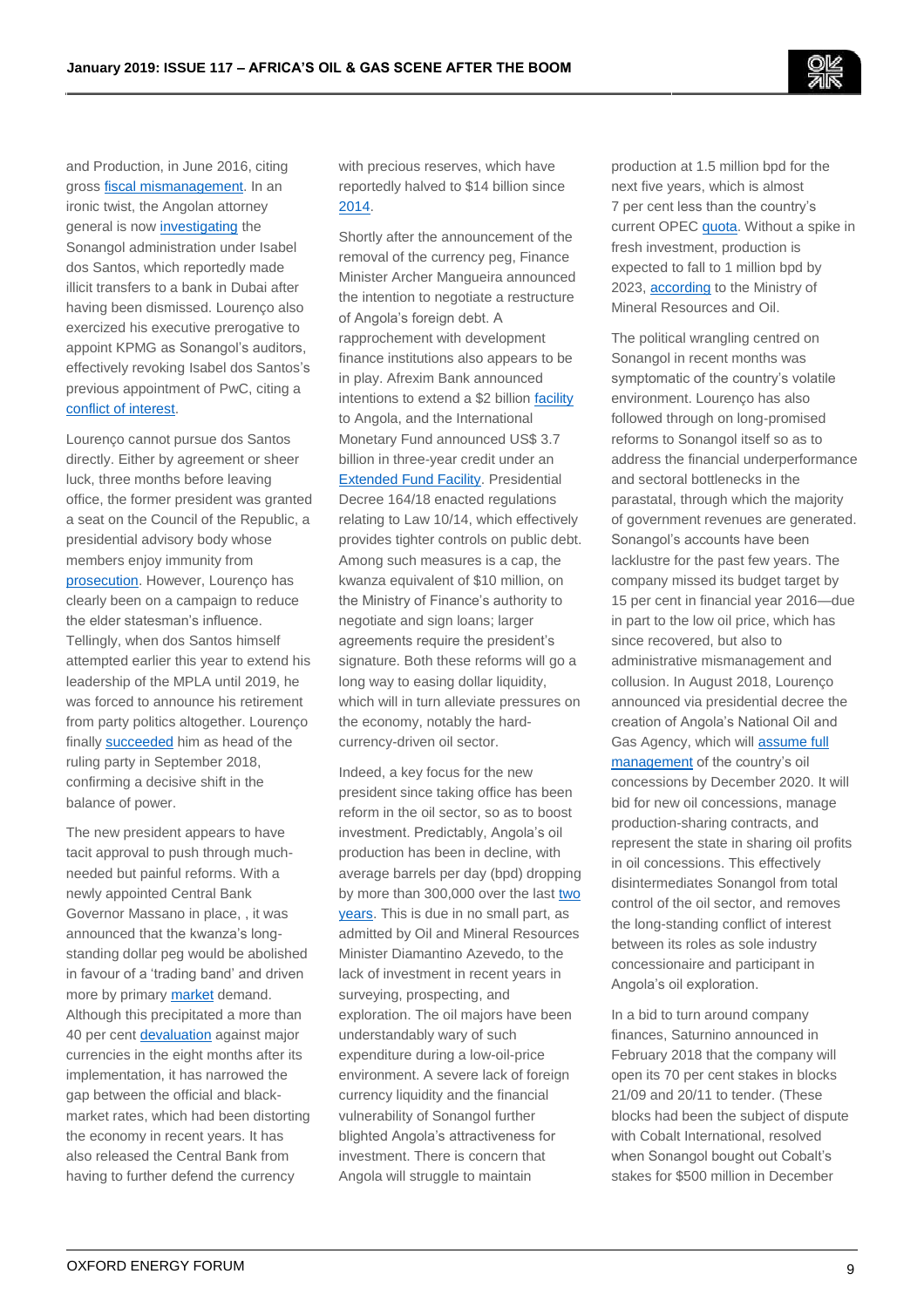and Production, in June 2016, citing gross fiscal mismanagement. In an ironic twist, the Angolan attorney general is now investigating the Sonangol administration under Isabel dos Santos, which reportedly made illicit transfers to a bank in Dubai after having been dismissed. Lourenço also exercized his executive prerogative to appoint KPMG as Sonangol's auditors, effectively revoking Isabel dos Santos's previous appointment of PwC, citing a conflict of interest.

Lourenço cannot pursue dos Santos directly. Either by agreement or sheer luck, three months before leaving office, the former president was granted a seat on the Council of the Republic, a presidential advisory body whose members enjoy immunity from prosecution. However, Lourenço has clearly been on a campaign to reduce the elder statesman's influence. Tellingly, when dos Santos himself attempted earlier this year to extend his leadership of the MPLA until 2019, he was forced to announce his retirement from party politics altogether. Lourenço finally succeeded him as head of the ruling party in September 2018, confirming a decisive shift in the balance of power.

The new president appears to have tacit approval to push through much-needed but painful reforms. With a newly appointed Central Bank Governor Massano in place, , it was announced that the kwanza's long-standing dollar peg would be abolished in favour of a 'trading band' and driven more by primary market demand. Although this precipitated a more than 40 per cent devaluation against major currencies in the eight months after its implementation, it has narrowed the gap between the official and black-market rates, which had been distorting the economy in recent years. It has also released the Central Bank from having to further defend the currency with precious reserves, which have reportedly halved to $14 billion since 2014.

Shortly after the announcement of the removal of the currency peg, Finance Minister Archer Mangueira announced the intention to negotiate a restructure of Angola's foreign debt. A rapprochement with development finance institutions also appears to be in play. Afrexim Bank announced intentions to extend a $2 billion facility to Angola, and the International Monetary Fund announced US$ 3.7 billion in three-year credit under an Extended Fund Facility. Presidential Decree 164/18 enacted regulations relating to Law 10/14, which effectively provides tighter controls on public debt. Among such measures is a cap, the kwanza equivalent of $10 million, on the Ministry of Finance's authority to negotiate and sign loans; larger agreements require the president's signature. Both these reforms will go a long way to easing dollar liquidity, which will in turn alleviate pressures on the economy, notably the hard-currency-driven oil sector.

Indeed, a key focus for the new president since taking office has been reform in the oil sector, so as to boost investment. Predictably, Angola's oil production has been in decline, with average barrels per day (bpd) dropping by more than 300,000 over the last two years. This is due in no small part, as admitted by Oil and Mineral Resources Minister Diamantino Azevedo, to the lack of investment in recent years in surveying, prospecting, and exploration. The oil majors have been understandably wary of such expenditure during a low-oil-price environment. A severe lack of foreign currency liquidity and the financial vulnerability of Sonangol further blighted Angola's attractiveness for investment. There is concern that Angola will struggle to maintain production at 1.5 million bpd for the next five years, which is almost 7 per cent less than the country's current OPEC quota. Without a spike in fresh investment, production is expected to fall to 1 million bpd by 2023, according to the Ministry of Mineral Resources and Oil.

The political wrangling centred on Sonangol in recent months was symptomatic of the country's volatile environment. Lourenço has also followed through on long-promised reforms to Sonangol itself so as to address the financial underperformance and sectoral bottlenecks in the parastatal, through which the majority of government revenues are generated. Sonangol's accounts have been lacklustre for the past few years. The company missed its budget target by 15 per cent in financial year 2016—due in part to the low oil price, which has since recovered, but also to administrative mismanagement and collusion. In August 2018, Lourenço announced via presidential decree the creation of Angola's National Oil and Gas Agency, which will assume full management of the country's oil concessions by December 2020. It will bid for new oil concessions, manage production-sharing contracts, and represent the state in sharing oil profits in oil concessions. This effectively disintermediates Sonangol from total control of the oil sector, and removes the long-standing conflict of interest between its roles as sole industry concessionaire and participant in Angola's oil exploration.

In a bid to turn around company finances, Saturnino announced in February 2018 that the company will open its 70 per cent stakes in blocks 21/09 and 20/11 to tender. (These blocks had been the subject of dispute with Cobalt International, resolved when Sonangol bought out Cobalt's stakes for $500 million in December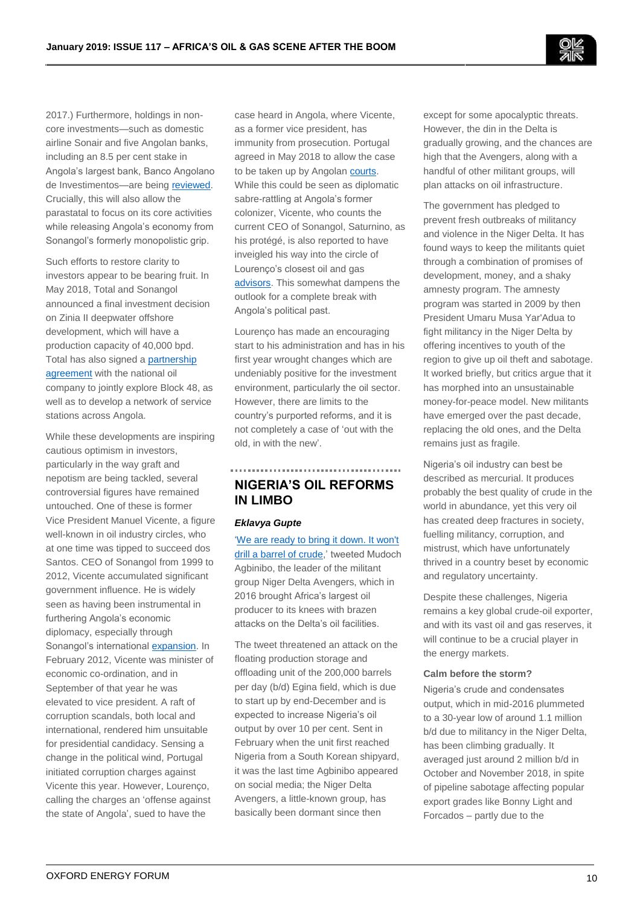2017.) Furthermore, holdings in non-core investments—such as domestic airline Sonair and five Angolan banks, including an 8.5 per cent stake in Angola's largest bank, Banco Angolano de Investimentos—are being reviewed. Crucially, this will also allow the parastatal to focus on its core activities while releasing Angola's economy from Sonangol's formerly monopolistic grip.

Such efforts to restore clarity to investors appear to be bearing fruit. In May 2018, Total and Sonangol announced a final investment decision on Zinia II deepwater offshore development, which will have a production capacity of 40,000 bpd. Total has also signed a partnership agreement with the national oil company to jointly explore Block 48, as well as to develop a network of service stations across Angola.

While these developments are inspiring cautious optimism in investors, particularly in the way graft and nepotism are being tackled, several controversial figures have remained untouched. One of these is former Vice President Manuel Vicente, a figure well-known in oil industry circles, who at one time was tipped to succeed dos Santos. CEO of Sonangol from 1999 to 2012, Vicente accumulated significant government influence. He is widely seen as having been instrumental in furthering Angola's economic diplomacy, especially through Sonangol's international expansion. In February 2012, Vicente was minister of economic co-ordination, and in September of that year he was elevated to vice president. A raft of corruption scandals, both local and international, rendered him unsuitable for presidential candidacy. Sensing a change in the political wind, Portugal initiated corruption charges against Vicente this year. However, Lourenço, calling the charges an 'offense against the state of Angola', sued to have the case heard in Angola, where Vicente, as a former vice president, has immunity from prosecution. Portugal agreed in May 2018 to allow the case to be taken up by Angolan courts. While this could be seen as diplomatic sabre-rattling at Angola's former colonizer, Vicente, who counts the current CEO of Sonangol, Saturnino, as his protégé, is also reported to have inveigled his way into the circle of Lourenço's closest oil and gas advisors. This somewhat dampens the outlook for a complete break with Angola's political past.

Lourenço has made an encouraging start to his administration and has in his first year wrought changes which are undeniably positive for the investment environment, particularly the oil sector. However, there are limits to the country's purported reforms, and it is not completely a case of 'out with the old, in with the new'.

## NIGERIA'S OIL REFORMS IN LIMBO

***Eklavya Gupte***

'We are ready to bring it down. It won't drill a barrel of crude,' tweeted Mudoch Agbinibo, the leader of the militant group Niger Delta Avengers, which in 2016 brought Africa's largest oil producer to its knees with brazen attacks on the Delta's oil facilities.

The tweet threatened an attack on the floating production storage and offloading unit of the 200,000 barrels per day (b/d) Egina field, which is due to start up by end-December and is expected to increase Nigeria's oil output by over 10 per cent. Sent in February when the unit first reached Nigeria from a South Korean shipyard, it was the last time Agbinibo appeared on social media; the Niger Delta Avengers, a little-known group, has basically been dormant since then except for some apocalyptic threats. However, the din in the Delta is gradually growing, and the chances are high that the Avengers, along with a handful of other militant groups, will plan attacks on oil infrastructure.

The government has pledged to prevent fresh outbreaks of militancy and violence in the Niger Delta. It has found ways to keep the militants quiet through a combination of promises of development, money, and a shaky amnesty program. The amnesty program was started in 2009 by then President Umaru Musa Yar'Adua to fight militancy in the Niger Delta by offering incentives to youth of the region to give up oil theft and sabotage. It worked briefly, but critics argue that it has morphed into an unsustainable money-for-peace model. New militants have emerged over the past decade, replacing the old ones, and the Delta remains just as fragile.

Nigeria's oil industry can best be described as mercurial. It produces probably the best quality of crude in the world in abundance, yet this very oil has created deep fractures in society, fuelling militancy, corruption, and mistrust, which have unfortunately thrived in a country beset by economic and regulatory uncertainty.

Despite these challenges, Nigeria remains a key global crude-oil exporter, and with its vast oil and gas reserves, it will continue to be a crucial player in the energy markets.

### Calm before the storm?

Nigeria's crude and condensates output, which in mid-2016 plummeted to a 30-year low of around 1.1 million b/d due to militancy in the Niger Delta, has been climbing gradually. It averaged just around 2 million b/d in October and November 2018, in spite of pipeline sabotage affecting popular export grades like Bonny Light and Forcados – partly due to the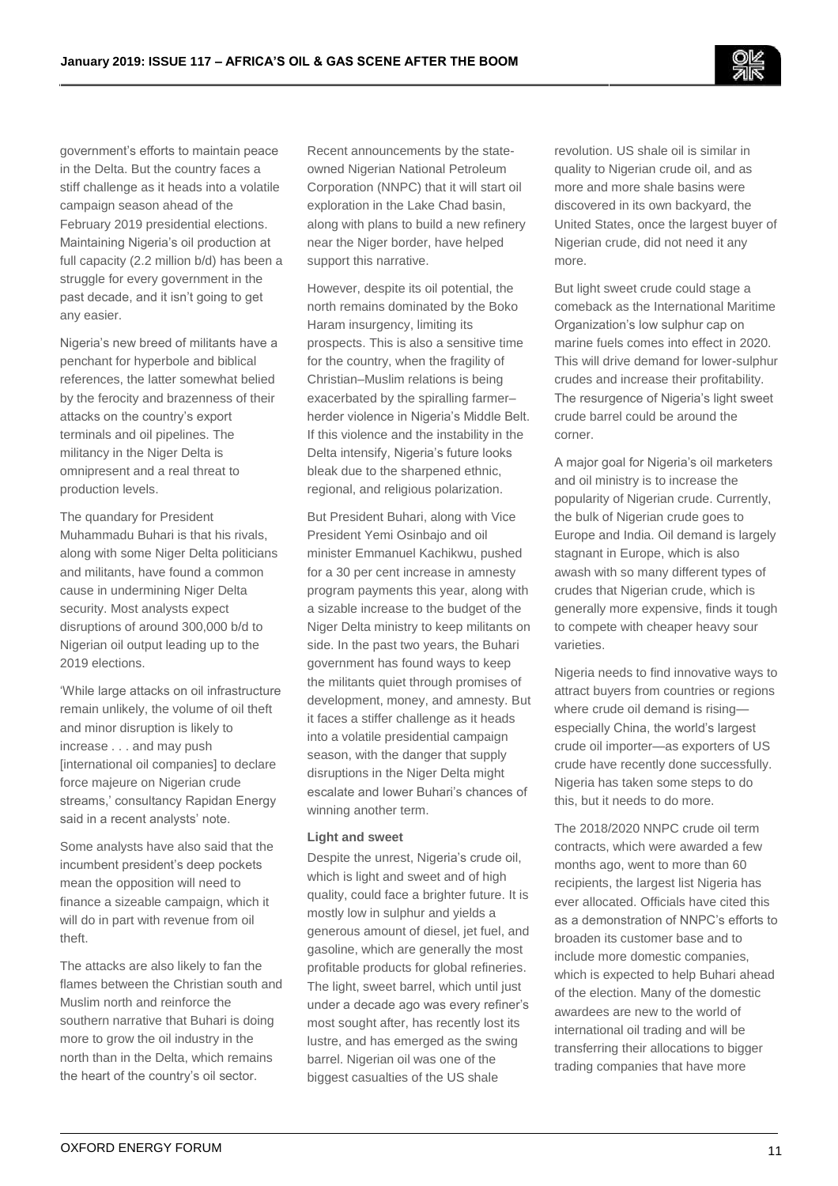government's efforts to maintain peace in the Delta. But the country faces a stiff challenge as it heads into a volatile campaign season ahead of the February 2019 presidential elections. Maintaining Nigeria's oil production at full capacity (2.2 million b/d) has been a struggle for every government in the past decade, and it isn't going to get any easier.

Nigeria's new breed of militants have a penchant for hyperbole and biblical references, the latter somewhat belied by the ferocity and brazenness of their attacks on the country's export terminals and oil pipelines. The militancy in the Niger Delta is omnipresent and a real threat to production levels.

The quandary for President Muhammadu Buhari is that his rivals, along with some Niger Delta politicians and militants, have found a common cause in undermining Niger Delta security. Most analysts expect disruptions of around 300,000 b/d to Nigerian oil output leading up to the 2019 elections.

'While large attacks on oil infrastructure remain unlikely, the volume of oil theft and minor disruption is likely to increase . . . and may push [international oil companies] to declare force majeure on Nigerian crude streams,' consultancy Rapidan Energy said in a recent analysts' note.

Some analysts have also said that the incumbent president's deep pockets mean the opposition will need to finance a sizeable campaign, which it will do in part with revenue from oil theft.

The attacks are also likely to fan the flames between the Christian south and Muslim north and reinforce the southern narrative that Buhari is doing more to grow the oil industry in the north than in the Delta, which remains the heart of the country's oil sector.

Recent announcements by the state-owned Nigerian National Petroleum Corporation (NNPC) that it will start oil exploration in the Lake Chad basin, along with plans to build a new refinery near the Niger border, have helped support this narrative.

However, despite its oil potential, the north remains dominated by the Boko Haram insurgency, limiting its prospects. This is also a sensitive time for the country, when the fragility of Christian–Muslim relations is being exacerbated by the spiralling farmer–herder violence in Nigeria's Middle Belt. If this violence and the instability in the Delta intensify, Nigeria's future looks bleak due to the sharpened ethnic, regional, and religious polarization.

But President Buhari, along with Vice President Yemi Osinbajo and oil minister Emmanuel Kachikwu, pushed for a 30 per cent increase in amnesty program payments this year, along with a sizable increase to the budget of the Niger Delta ministry to keep militants on side. In the past two years, the Buhari government has found ways to keep the militants quiet through promises of development, money, and amnesty. But it faces a stiffer challenge as it heads into a volatile presidential campaign season, with the danger that supply disruptions in the Niger Delta might escalate and lower Buhari's chances of winning another term.

**Light and sweet**

Despite the unrest, Nigeria's crude oil, which is light and sweet and of high quality, could face a brighter future. It is mostly low in sulphur and yields a generous amount of diesel, jet fuel, and gasoline, which are generally the most profitable products for global refineries. The light, sweet barrel, which until just under a decade ago was every refiner's most sought after, has recently lost its lustre, and has emerged as the swing barrel. Nigerian oil was one of the biggest casualties of the US shale revolution. US shale oil is similar in quality to Nigerian crude oil, and as more and more shale basins were discovered in its own backyard, the United States, once the largest buyer of Nigerian crude, did not need it any more.

But light sweet crude could stage a comeback as the International Maritime Organization's low sulphur cap on marine fuels comes into effect in 2020. This will drive demand for lower-sulphur crudes and increase their profitability. The resurgence of Nigeria's light sweet crude barrel could be around the corner.

A major goal for Nigeria's oil marketers and oil ministry is to increase the popularity of Nigerian crude. Currently, the bulk of Nigerian crude goes to Europe and India. Oil demand is largely stagnant in Europe, which is also awash with so many different types of crudes that Nigerian crude, which is generally more expensive, finds it tough to compete with cheaper heavy sour varieties.

Nigeria needs to find innovative ways to attract buyers from countries or regions where crude oil demand is rising—especially China, the world's largest crude oil importer—as exporters of US crude have recently done successfully. Nigeria has taken some steps to do this, but it needs to do more.

The 2018/2020 NNPC crude oil term contracts, which were awarded a few months ago, went to more than 60 recipients, the largest list Nigeria has ever allocated. Officials have cited this as a demonstration of NNPC's efforts to broaden its customer base and to include more domestic companies, which is expected to help Buhari ahead of the election. Many of the domestic awardees are new to the world of international oil trading and will be transferring their allocations to bigger trading companies that have more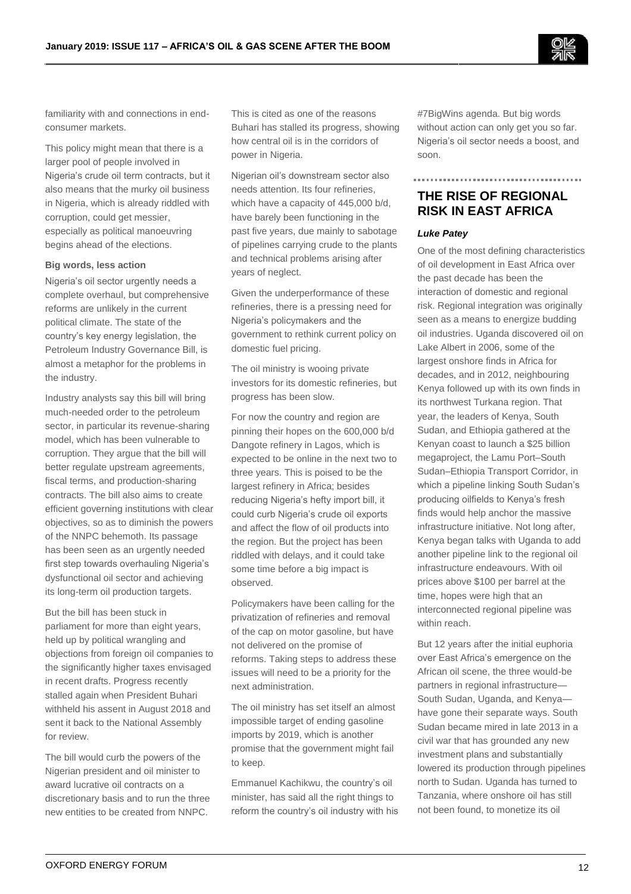familiarity with and connections in end-consumer markets.

This policy might mean that there is a larger pool of people involved in Nigeria's crude oil term contracts, but it also means that the murky oil business in Nigeria, which is already riddled with corruption, could get messier, especially as political manoeuvring begins ahead of the elections.

**Big words, less action**

Nigeria's oil sector urgently needs a complete overhaul, but comprehensive reforms are unlikely in the current political climate. The state of the country's key energy legislation, the Petroleum Industry Governance Bill, is almost a metaphor for the problems in the industry.

Industry analysts say this bill will bring much-needed order to the petroleum sector, in particular its revenue-sharing model, which has been vulnerable to corruption. They argue that the bill will better regulate upstream agreements, fiscal terms, and production-sharing contracts. The bill also aims to create efficient governing institutions with clear objectives, so as to diminish the powers of the NNPC behemoth. Its passage has been seen as an urgently needed first step towards overhauling Nigeria's dysfunctional oil sector and achieving its long-term oil production targets.

But the bill has been stuck in parliament for more than eight years, held up by political wrangling and objections from foreign oil companies to the significantly higher taxes envisaged in recent drafts. Progress recently stalled again when President Buhari withheld his assent in August 2018 and sent it back to the National Assembly for review.

The bill would curb the powers of the Nigerian president and oil minister to award lucrative oil contracts on a discretionary basis and to run the three new entities to be created from NNPC. This is cited as one of the reasons Buhari has stalled its progress, showing how central oil is in the corridors of power in Nigeria.

Nigerian oil's downstream sector also needs attention. Its four refineries, which have a capacity of 445,000 b/d, have barely been functioning in the past five years, due mainly to sabotage of pipelines carrying crude to the plants and technical problems arising after years of neglect.

Given the underperformance of these refineries, there is a pressing need for Nigeria's policymakers and the government to rethink current policy on domestic fuel pricing.

The oil ministry is wooing private investors for its domestic refineries, but progress has been slow.

For now the country and region are pinning their hopes on the 600,000 b/d Dangote refinery in Lagos, which is expected to be online in the next two to three years. This is poised to be the largest refinery in Africa; besides reducing Nigeria's hefty import bill, it could curb Nigeria's crude oil exports and affect the flow of oil products into the region. But the project has been riddled with delays, and it could take some time before a big impact is observed.

Policymakers have been calling for the privatization of refineries and removal of the cap on motor gasoline, but have not delivered on the promise of reforms. Taking steps to address these issues will need to be a priority for the next administration.

The oil ministry has set itself an almost impossible target of ending gasoline imports by 2019, which is another promise that the government might fail to keep.

Emmanuel Kachikwu, the country's oil minister, has said all the right things to reform the country's oil industry with his #7BigWins agenda. But big words without action can only get you so far. Nigeria's oil sector needs a boost, and soon.

## THE RISE OF REGIONAL RISK IN EAST AFRICA

***Luke Patey***

One of the most defining characteristics of oil development in East Africa over the past decade has been the interaction of domestic and regional risk. Regional integration was originally seen as a means to energize budding oil industries. Uganda discovered oil on Lake Albert in 2006, some of the largest onshore finds in Africa for decades, and in 2012, neighbouring Kenya followed up with its own finds in its northwest Turkana region. That year, the leaders of Kenya, South Sudan, and Ethiopia gathered at the Kenyan coast to launch a $25 billion megaproject, the Lamu Port–South Sudan–Ethiopia Transport Corridor, in which a pipeline linking South Sudan's producing oilfields to Kenya's fresh finds would help anchor the massive infrastructure initiative. Not long after, Kenya began talks with Uganda to add another pipeline link to the regional oil infrastructure endeavours. With oil prices above $100 per barrel at the time, hopes were high that an interconnected regional pipeline was within reach.

But 12 years after the initial euphoria over East Africa's emergence on the African oil scene, the three would-be partners in regional infrastructure—South Sudan, Uganda, and Kenya—have gone their separate ways. South Sudan became mired in late 2013 in a civil war that has grounded any new investment plans and substantially lowered its production through pipelines north to Sudan. Uganda has turned to Tanzania, where onshore oil has still not been found, to monetize its oil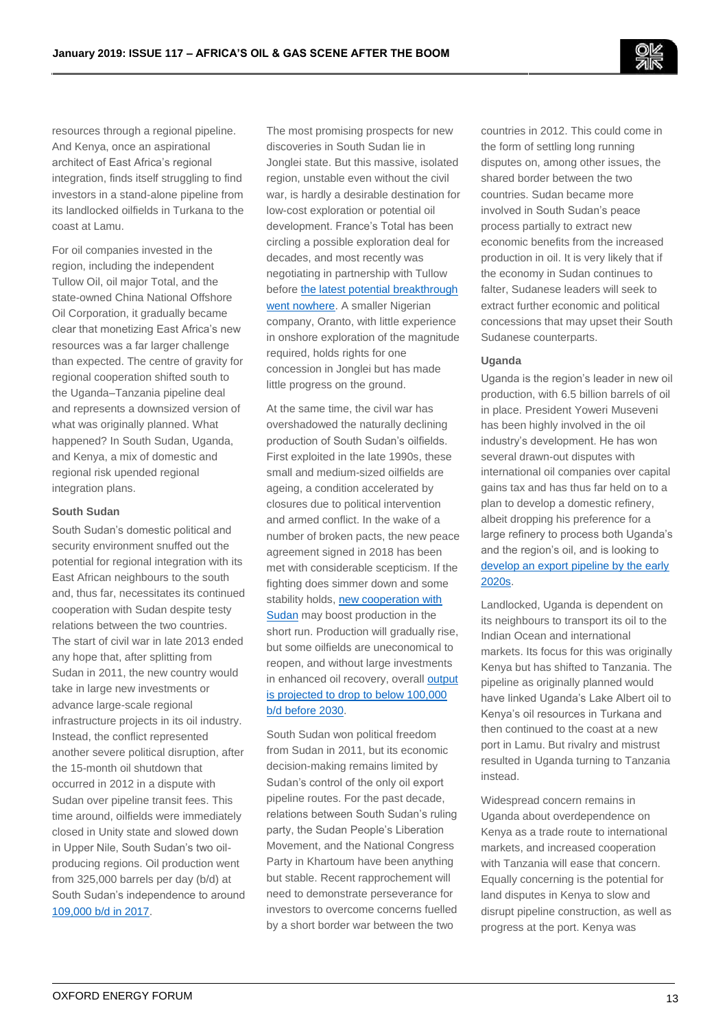resources through a regional pipeline. And Kenya, once an aspirational architect of East Africa's regional integration, finds itself struggling to find investors in a stand-alone pipeline from its landlocked oilfields in Turkana to the coast at Lamu.

For oil companies invested in the region, including the independent Tullow Oil, oil major Total, and the state-owned China National Offshore Oil Corporation, it gradually became clear that monetizing East Africa's new resources was a far larger challenge than expected. The centre of gravity for regional cooperation shifted south to the Uganda–Tanzania pipeline deal and represents a downsized version of what was originally planned. What happened? In South Sudan, Uganda, and Kenya, a mix of domestic and regional risk upended regional integration plans.

#### South Sudan

South Sudan's domestic political and security environment snuffed out the potential for regional integration with its East African neighbours to the south and, thus far, necessitates its continued cooperation with Sudan despite testy relations between the two countries. The start of civil war in late 2013 ended any hope that, after splitting from Sudan in 2011, the new country would take in large new investments or advance large-scale regional infrastructure projects in its oil industry. Instead, the conflict represented another severe political disruption, after the 15-month oil shutdown that occurred in 2012 in a dispute with Sudan over pipeline transit fees. This time around, oilfields were immediately closed in Unity state and slowed down in Upper Nile, South Sudan's two oil-producing regions. Oil production went from 325,000 barrels per day (b/d) at South Sudan's independence to around 109,000 b/d in 2017.

The most promising prospects for new discoveries in South Sudan lie in Jonglei state. But this massive, isolated region, unstable even without the civil war, is hardly a desirable destination for low-cost exploration or potential oil development. France's Total has been circling a possible exploration deal for decades, and most recently was negotiating in partnership with Tullow before the latest potential breakthrough went nowhere. A smaller Nigerian company, Oranto, with little experience in onshore exploration of the magnitude required, holds rights for one concession in Jonglei but has made little progress on the ground.

At the same time, the civil war has overshadowed the naturally declining production of South Sudan's oilfields. First exploited in the late 1990s, these small and medium-sized oilfields are ageing, a condition accelerated by closures due to political intervention and armed conflict. In the wake of a number of broken pacts, the new peace agreement signed in 2018 has been met with considerable scepticism. If the fighting does simmer down and some stability holds, new cooperation with Sudan may boost production in the short run. Production will gradually rise, but some oilfields are uneconomical to reopen, and without large investments in enhanced oil recovery, overall output is projected to drop to below 100,000 b/d before 2030.

South Sudan won political freedom from Sudan in 2011, but its economic decision-making remains limited by Sudan's control of the only oil export pipeline routes. For the past decade, relations between South Sudan's ruling party, the Sudan People's Liberation Movement, and the National Congress Party in Khartoum have been anything but stable. Recent rapprochement will need to demonstrate perseverance for investors to overcome concerns fuelled by a short border war between the two countries in 2012. This could come in the form of settling long running disputes on, among other issues, the shared border between the two countries. Sudan became more involved in South Sudan's peace process partially to extract new economic benefits from the increased production in oil. It is very likely that if the economy in Sudan continues to falter, Sudanese leaders will seek to extract further economic and political concessions that may upset their South Sudanese counterparts.

#### Uganda

Uganda is the region's leader in new oil production, with 6.5 billion barrels of oil in place. President Yoweri Museveni has been highly involved in the oil industry's development. He has won several drawn-out disputes with international oil companies over capital gains tax and has thus far held on to a plan to develop a domestic refinery, albeit dropping his preference for a large refinery to process both Uganda's and the region's oil, and is looking to develop an export pipeline by the early 2020s.

Landlocked, Uganda is dependent on its neighbours to transport its oil to the Indian Ocean and international markets. Its focus for this was originally Kenya but has shifted to Tanzania. The pipeline as originally planned would have linked Uganda's Lake Albert oil to Kenya's oil resources in Turkana and then continued to the coast at a new port in Lamu. But rivalry and mistrust resulted in Uganda turning to Tanzania instead.

Widespread concern remains in Uganda about overdependence on Kenya as a trade route to international markets, and increased cooperation with Tanzania will ease that concern. Equally concerning is the potential for land disputes in Kenya to slow and disrupt pipeline construction, as well as progress at the port. Kenya was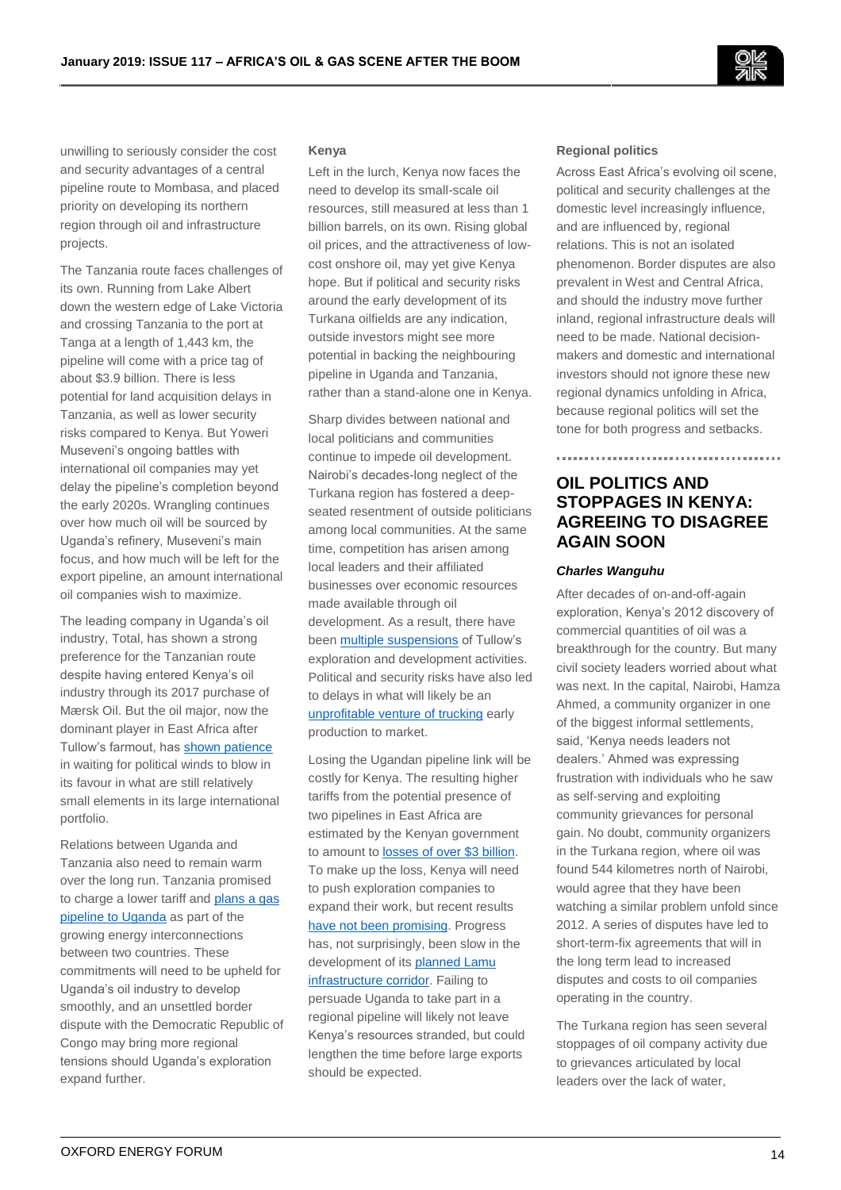unwilling to seriously consider the cost and security advantages of a central pipeline route to Mombasa, and placed priority on developing its northern region through oil and infrastructure projects.

The Tanzania route faces challenges of its own. Running from Lake Albert down the western edge of Lake Victoria and crossing Tanzania to the port at Tanga at a length of 1,443 km, the pipeline will come with a price tag of about $3.9 billion. There is less potential for land acquisition delays in Tanzania, as well as lower security risks compared to Kenya. But Yoweri Museveni's ongoing battles with international oil companies may yet delay the pipeline's completion beyond the early 2020s. Wrangling continues over how much oil will be sourced by Uganda's refinery, Museveni's main focus, and how much will be left for the export pipeline, an amount international oil companies wish to maximize.

The leading company in Uganda's oil industry, Total, has shown a strong preference for the Tanzanian route despite having entered Kenya's oil industry through its 2017 purchase of Mærsk Oil. But the oil major, now the dominant player in East Africa after Tullow's farmout, has shown patience in waiting for political winds to blow in its favour in what are still relatively small elements in its large international portfolio.

Relations between Uganda and Tanzania also need to remain warm over the long run. Tanzania promised to charge a lower tariff and plans a gas pipeline to Uganda as part of the growing energy interconnections between two countries. These commitments will need to be upheld for Uganda's oil industry to develop smoothly, and an unsettled border dispute with the Democratic Republic of Congo may bring more regional tensions should Uganda's exploration expand further.

**Kenya**

Left in the lurch, Kenya now faces the need to develop its small-scale oil resources, still measured at less than 1 billion barrels, on its own. Rising global oil prices, and the attractiveness of low-cost onshore oil, may yet give Kenya hope. But if political and security risks around the early development of its Turkana oilfields are any indication, outside investors might see more potential in backing the neighbouring pipeline in Uganda and Tanzania, rather than a stand-alone one in Kenya.

Sharp divides between national and local politicians and communities continue to impede oil development. Nairobi's decades-long neglect of the Turkana region has fostered a deep-seated resentment of outside politicians among local communities. At the same time, competition has arisen among local leaders and their affiliated businesses over economic resources made available through oil development. As a result, there have been multiple suspensions of Tullow's exploration and development activities. Political and security risks have also led to delays in what will likely be an unprofitable venture of trucking early production to market.

Losing the Ugandan pipeline link will be costly for Kenya. The resulting higher tariffs from the potential presence of two pipelines in East Africa are estimated by the Kenyan government to amount to losses of over $3 billion. To make up the loss, Kenya will need to push exploration companies to expand their work, but recent results have not been promising. Progress has, not surprisingly, been slow in the development of its planned Lamu infrastructure corridor. Failing to persuade Uganda to take part in a regional pipeline will likely not leave Kenya's resources stranded, but could lengthen the time before large exports should be expected.

**Regional politics**

Across East Africa's evolving oil scene, political and security challenges at the domestic level increasingly influence, and are influenced by, regional relations. This is not an isolated phenomenon. Border disputes are also prevalent in West and Central Africa, and should the industry move further inland, regional infrastructure deals will need to be made. National decision-makers and domestic and international investors should not ignore these new regional dynamics unfolding in Africa, because regional politics will set the tone for both progress and setbacks.

## OIL POLITICS AND STOPPAGES IN KENYA: AGREEING TO DISAGREE AGAIN SOON

***Charles Wanguhu***

After decades of on-and-off-again exploration, Kenya's 2012 discovery of commercial quantities of oil was a breakthrough for the country. But many civil society leaders worried about what was next. In the capital, Nairobi, Hamza Ahmed, a community organizer in one of the biggest informal settlements, said, 'Kenya needs leaders not dealers.' Ahmed was expressing frustration with individuals who he saw as self-serving and exploiting community grievances for personal gain. No doubt, community organizers in the Turkana region, where oil was found 544 kilometres north of Nairobi, would agree that they have been watching a similar problem unfold since 2012. A series of disputes have led to short-term-fix agreements that will in the long term lead to increased disputes and costs to oil companies operating in the country.

The Turkana region has seen several stoppages of oil company activity due to grievances articulated by local leaders over the lack of water,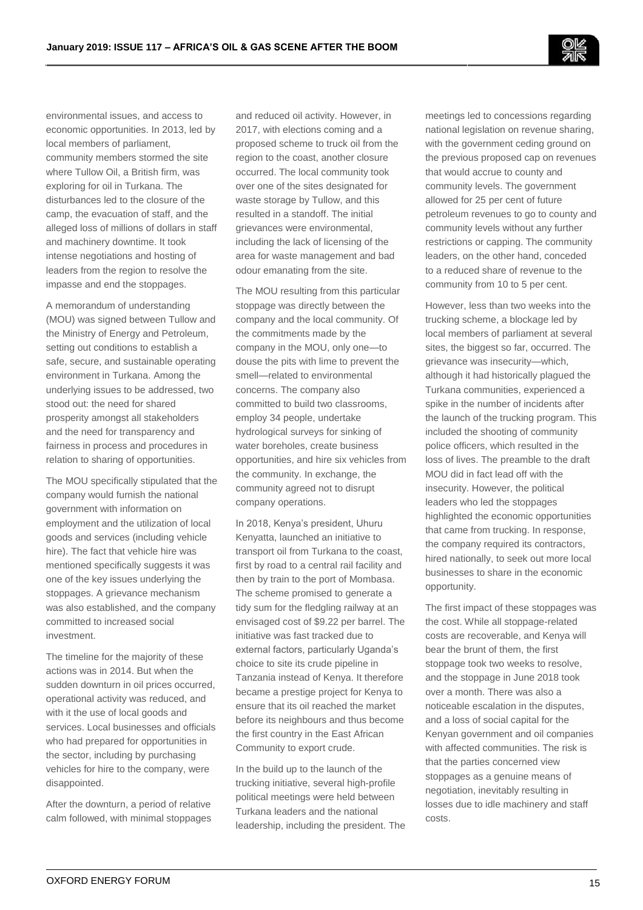environmental issues, and access to economic opportunities. In 2013, led by local members of parliament, community members stormed the site where Tullow Oil, a British firm, was exploring for oil in Turkana. The disturbances led to the closure of the camp, the evacuation of staff, and the alleged loss of millions of dollars in staff and machinery downtime. It took intense negotiations and hosting of leaders from the region to resolve the impasse and end the stoppages.

A memorandum of understanding (MOU) was signed between Tullow and the Ministry of Energy and Petroleum, setting out conditions to establish a safe, secure, and sustainable operating environment in Turkana. Among the underlying issues to be addressed, two stood out: the need for shared prosperity amongst all stakeholders and the need for transparency and fairness in process and procedures in relation to sharing of opportunities.

The MOU specifically stipulated that the company would furnish the national government with information on employment and the utilization of local goods and services (including vehicle hire). The fact that vehicle hire was mentioned specifically suggests it was one of the key issues underlying the stoppages. A grievance mechanism was also established, and the company committed to increased social investment.

The timeline for the majority of these actions was in 2014. But when the sudden downturn in oil prices occurred, operational activity was reduced, and with it the use of local goods and services. Local businesses and officials who had prepared for opportunities in the sector, including by purchasing vehicles for hire to the company, were disappointed.

After the downturn, a period of relative calm followed, with minimal stoppages and reduced oil activity. However, in 2017, with elections coming and a proposed scheme to truck oil from the region to the coast, another closure occurred. The local community took over one of the sites designated for waste storage by Tullow, and this resulted in a standoff. The initial grievances were environmental, including the lack of licensing of the area for waste management and bad odour emanating from the site.

The MOU resulting from this particular stoppage was directly between the company and the local community. Of the commitments made by the company in the MOU, only one—to douse the pits with lime to prevent the smell—related to environmental concerns. The company also committed to build two classrooms, employ 34 people, undertake hydrological surveys for sinking of water boreholes, create business opportunities, and hire six vehicles from the community. In exchange, the community agreed not to disrupt company operations.

In 2018, Kenya's president, Uhuru Kenyatta, launched an initiative to transport oil from Turkana to the coast, first by road to a central rail facility and then by train to the port of Mombasa. The scheme promised to generate a tidy sum for the fledgling railway at an envisaged cost of $9.22 per barrel. The initiative was fast tracked due to external factors, particularly Uganda's choice to site its crude pipeline in Tanzania instead of Kenya. It therefore became a prestige project for Kenya to ensure that its oil reached the market before its neighbours and thus become the first country in the East African Community to export crude.

In the build up to the launch of the trucking initiative, several high-profile political meetings were held between Turkana leaders and the national leadership, including the president. The meetings led to concessions regarding national legislation on revenue sharing, with the government ceding ground on the previous proposed cap on revenues that would accrue to county and community levels. The government allowed for 25 per cent of future petroleum revenues to go to county and community levels without any further restrictions or capping. The community leaders, on the other hand, conceded to a reduced share of revenue to the community from 10 to 5 per cent.

However, less than two weeks into the trucking scheme, a blockage led by local members of parliament at several sites, the biggest so far, occurred. The grievance was insecurity—which, although it had historically plagued the Turkana communities, experienced a spike in the number of incidents after the launch of the trucking program. This included the shooting of community police officers, which resulted in the loss of lives. The preamble to the draft MOU did in fact lead off with the insecurity. However, the political leaders who led the stoppages highlighted the economic opportunities that came from trucking. In response, the company required its contractors, hired nationally, to seek out more local businesses to share in the economic opportunity.

The first impact of these stoppages was the cost. While all stoppage-related costs are recoverable, and Kenya will bear the brunt of them, the first stoppage took two weeks to resolve, and the stoppage in June 2018 took over a month. There was also a noticeable escalation in the disputes, and a loss of social capital for the Kenyan government and oil companies with affected communities. The risk is that the parties concerned view stoppages as a genuine means of negotiation, inevitably resulting in losses due to idle machinery and staff costs.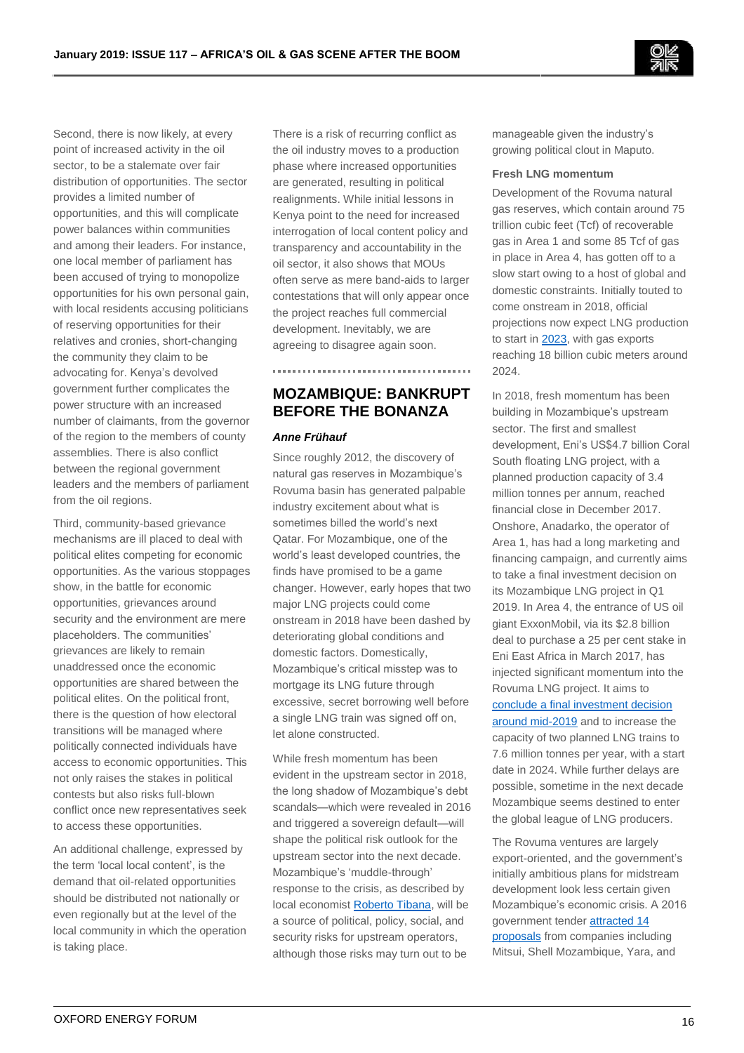Second, there is now likely, at every point of increased activity in the oil sector, to be a stalemate over fair distribution of opportunities. The sector provides a limited number of opportunities, and this will complicate power balances within communities and among their leaders. For instance, one local member of parliament has been accused of trying to monopolize opportunities for his own personal gain, with local residents accusing politicians of reserving opportunities for their relatives and cronies, short-changing the community they claim to be advocating for. Kenya's devolved government further complicates the power structure with an increased number of claimants, from the governor of the region to the members of county assemblies. There is also conflict between the regional government leaders and the members of parliament from the oil regions.

Third, community-based grievance mechanisms are ill placed to deal with political elites competing for economic opportunities. As the various stoppages show, in the battle for economic opportunities, grievances around security and the environment are mere placeholders. The communities' grievances are likely to remain unaddressed once the economic opportunities are shared between the political elites. On the political front, there is the question of how electoral transitions will be managed where politically connected individuals have access to economic opportunities. This not only raises the stakes in political contests but also risks full-blown conflict once new representatives seek to access these opportunities.

An additional challenge, expressed by the term 'local local content', is the demand that oil-related opportunities should be distributed not nationally or even regionally but at the level of the local community in which the operation is taking place.

There is a risk of recurring conflict as the oil industry moves to a production phase where increased opportunities are generated, resulting in political realignments. While initial lessons in Kenya point to the need for increased interrogation of local content policy and transparency and accountability in the oil sector, it also shows that MOUs often serve as mere band-aids to larger contestations that will only appear once the project reaches full commercial development. Inevitably, we are agreeing to disagree again soon.

## MOZAMBIQUE: BANKRUPT BEFORE THE BONANZA

***Anne Frühauf***

Since roughly 2012, the discovery of natural gas reserves in Mozambique's Rovuma basin has generated palpable industry excitement about what is sometimes billed the world's next Qatar. For Mozambique, one of the world's least developed countries, the finds have promised to be a game changer. However, early hopes that two major LNG projects could come onstream in 2018 have been dashed by deteriorating global conditions and domestic factors. Domestically, Mozambique's critical misstep was to mortgage its LNG future through excessive, secret borrowing well before a single LNG train was signed off on, let alone constructed.

While fresh momentum has been evident in the upstream sector in 2018, the long shadow of Mozambique's debt scandals—which were revealed in 2016 and triggered a sovereign default—will shape the political risk outlook for the upstream sector into the next decade. Mozambique's 'muddle-through' response to the crisis, as described by local economist Roberto Tibana, will be a source of political, policy, social, and security risks for upstream operators, although those risks may turn out to be manageable given the industry's growing political clout in Maputo.

### Fresh LNG momentum

Development of the Rovuma natural gas reserves, which contain around 75 trillion cubic feet (Tcf) of recoverable gas in Area 1 and some 85 Tcf of gas in place in Area 4, has gotten off to a slow start owing to a host of global and domestic constraints. Initially touted to come onstream in 2018, official projections now expect LNG production to start in 2023, with gas exports reaching 18 billion cubic meters around 2024.

In 2018, fresh momentum has been building in Mozambique's upstream sector. The first and smallest development, Eni's US$4.7 billion Coral South floating LNG project, with a planned production capacity of 3.4 million tonnes per annum, reached financial close in December 2017. Onshore, Anadarko, the operator of Area 1, has had a long marketing and financing campaign, and currently aims to take a final investment decision on its Mozambique LNG project in Q1 2019. In Area 4, the entrance of US oil giant ExxonMobil, via its $2.8 billion deal to purchase a 25 per cent stake in Eni East Africa in March 2017, has injected significant momentum into the Rovuma LNG project. It aims to conclude a final investment decision around mid-2019 and to increase the capacity of two planned LNG trains to 7.6 million tonnes per year, with a start date in 2024. While further delays are possible, sometime in the next decade Mozambique seems destined to enter the global league of LNG producers.

The Rovuma ventures are largely export-oriented, and the government's initially ambitious plans for midstream development look less certain given Mozambique's economic crisis. A 2016 government tender attracted 14 proposals from companies including Mitsui, Shell Mozambique, Yara, and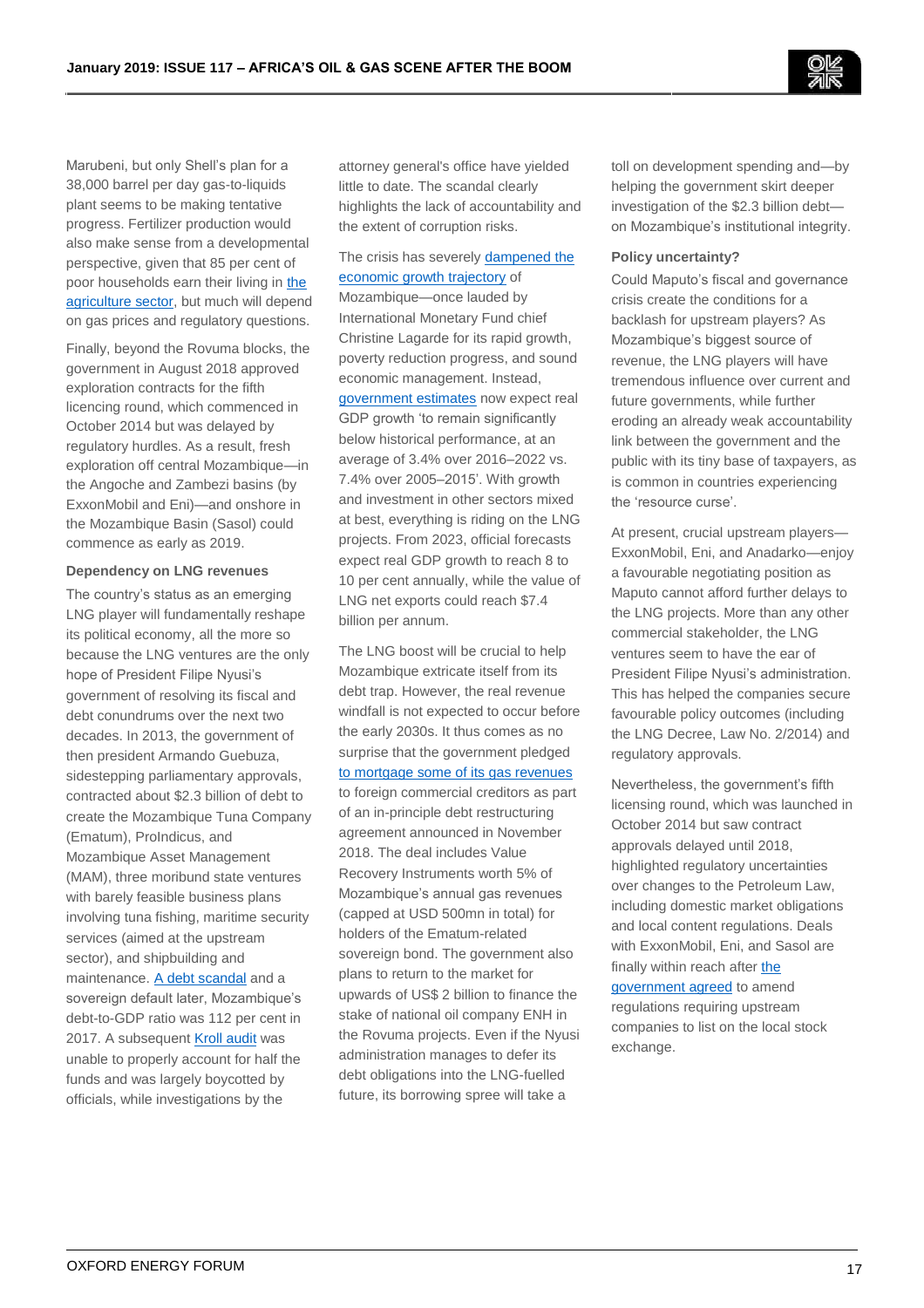Marubeni, but only Shell's plan for a 38,000 barrel per day gas-to-liquids plant seems to be making tentative progress. Fertilizer production would also make sense from a developmental perspective, given that 85 per cent of poor households earn their living in the agriculture sector, but much will depend on gas prices and regulatory questions.

Finally, beyond the Rovuma blocks, the government in August 2018 approved exploration contracts for the fifth licencing round, which commenced in October 2014 but was delayed by regulatory hurdles. As a result, fresh exploration off central Mozambique—in the Angoche and Zambezi basins (by ExxonMobil and Eni)—and onshore in the Mozambique Basin (Sasol) could commence as early as 2019.

**Dependency on LNG revenues**

The country's status as an emerging LNG player will fundamentally reshape its political economy, all the more so because the LNG ventures are the only hope of President Filipe Nyusi's government of resolving its fiscal and debt conundrums over the next two decades. In 2013, the government of then president Armando Guebuza, sidestepping parliamentary approvals, contracted about $2.3 billion of debt to create the Mozambique Tuna Company (Ematum), ProIndicus, and Mozambique Asset Management (MAM), three moribund state ventures with barely feasible business plans involving tuna fishing, maritime security services (aimed at the upstream sector), and shipbuilding and maintenance. A debt scandal and a sovereign default later, Mozambique's debt-to-GDP ratio was 112 per cent in 2017. A subsequent Kroll audit was unable to properly account for half the funds and was largely boycotted by officials, while investigations by the attorney general's office have yielded little to date. The scandal clearly highlights the lack of accountability and the extent of corruption risks.

The crisis has severely dampened the economic growth trajectory of Mozambique—once lauded by International Monetary Fund chief Christine Lagarde for its rapid growth, poverty reduction progress, and sound economic management. Instead, government estimates now expect real GDP growth 'to remain significantly below historical performance, at an average of 3.4% over 2016–2022 vs. 7.4% over 2005–2015'. With growth and investment in other sectors mixed at best, everything is riding on the LNG projects. From 2023, official forecasts expect real GDP growth to reach 8 to 10 per cent annually, while the value of LNG net exports could reach $7.4 billion per annum.

The LNG boost will be crucial to help Mozambique extricate itself from its debt trap. However, the real revenue windfall is not expected to occur before the early 2030s. It thus comes as no surprise that the government pledged to mortgage some of its gas revenues to foreign commercial creditors as part of an in-principle debt restructuring agreement announced in November 2018. The deal includes Value Recovery Instruments worth 5% of Mozambique's annual gas revenues (capped at USD 500mn in total) for holders of the Ematum-related sovereign bond. The government also plans to return to the market for upwards of US$ 2 billion to finance the stake of national oil company ENH in the Rovuma projects. Even if the Nyusi administration manages to defer its debt obligations into the LNG-fuelled future, its borrowing spree will take a toll on development spending and—by helping the government skirt deeper investigation of the $2.3 billion debt—on Mozambique's institutional integrity.

**Policy uncertainty?**

Could Maputo's fiscal and governance crisis create the conditions for a backlash for upstream players? As Mozambique's biggest source of revenue, the LNG players will have tremendous influence over current and future governments, while further eroding an already weak accountability link between the government and the public with its tiny base of taxpayers, as is common in countries experiencing the 'resource curse'.

At present, crucial upstream players—ExxonMobil, Eni, and Anadarko—enjoy a favourable negotiating position as Maputo cannot afford further delays to the LNG projects. More than any other commercial stakeholder, the LNG ventures seem to have the ear of President Filipe Nyusi's administration. This has helped the companies secure favourable policy outcomes (including the LNG Decree, Law No. 2/2014) and regulatory approvals.

Nevertheless, the government's fifth licensing round, which was launched in October 2014 but saw contract approvals delayed until 2018, highlighted regulatory uncertainties over changes to the Petroleum Law, including domestic market obligations and local content regulations. Deals with ExxonMobil, Eni, and Sasol are finally within reach after the government agreed to amend regulations requiring upstream companies to list on the local stock exchange.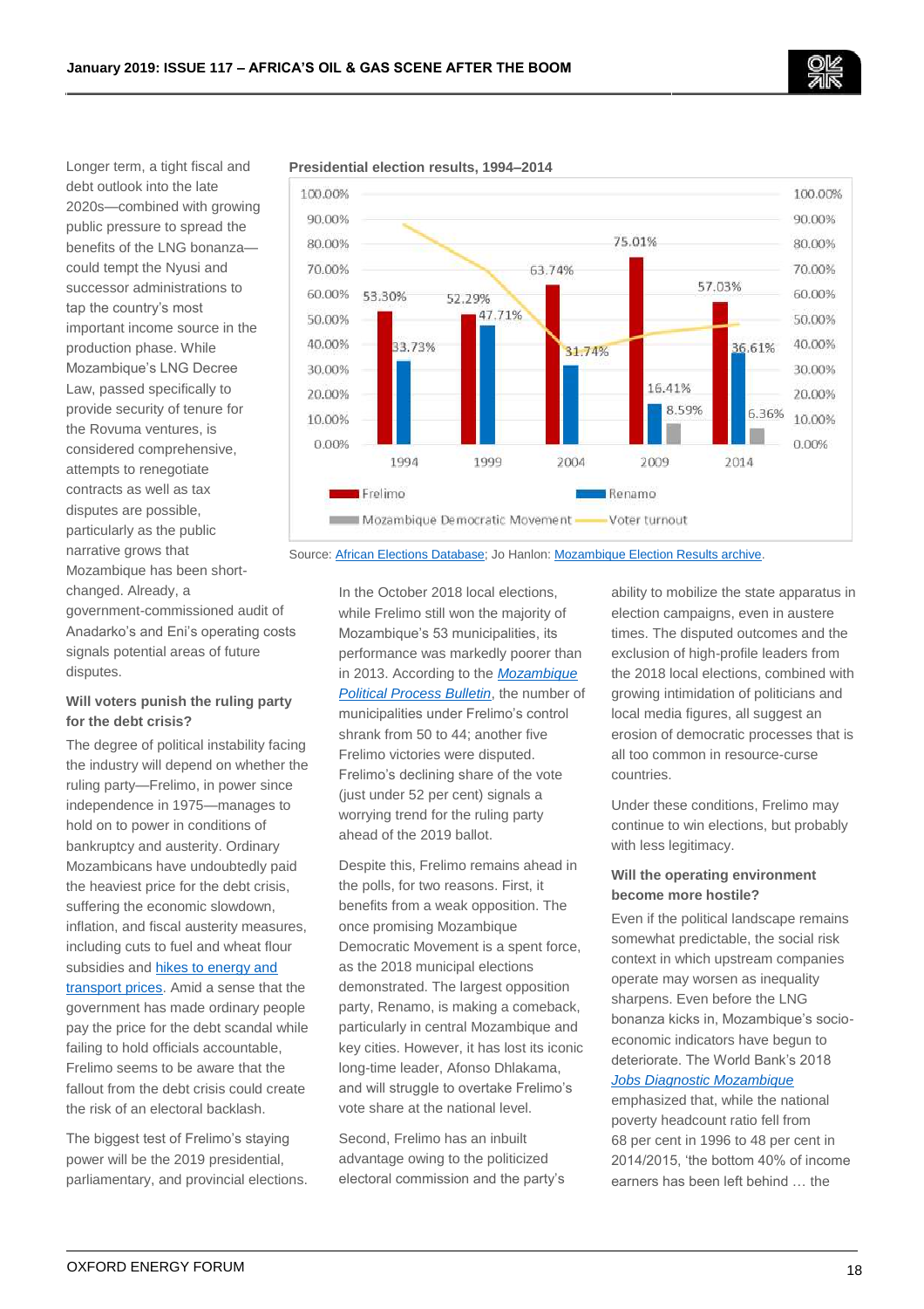Longer term, a tight fiscal and debt outlook into the late 2020s—combined with growing public pressure to spread the benefits of the LNG bonanza—could tempt the Nyusi and successor administrations to tap the country's most important income source in the production phase. While Mozambique's LNG Decree Law, passed specifically to provide security of tenure for the Rovuma ventures, is considered comprehensive, attempts to renegotiate contracts as well as tax disputes are possible, particularly as the public narrative grows that Mozambique has been short-changed. Already, a government-commissioned audit of Anadarko's and Eni's operating costs signals potential areas of future disputes.

**Presidential election results, 1994–2014**

| Year | Frelimo | Renamo | Mozambique Democratic Movement |
|---|---|---|---|
| 1994 | 53.30% | 33.73% | |
| 1999 | 52.29% | 47.71% | |
| 2004 | 63.74% | 31.74% | |
| 2009 | 75.01% | 16.41% | 8.59% |
| 2014 | 57.03% | 36.61% | 6.36% |

Source: [African Elections Database](); Jo Hanlon: [Mozambique Election Results archive]().

**Will voters punish the ruling party for the debt crisis?**

The degree of political instability facing the industry will depend on whether the ruling party—Frelimo, in power since independence in 1975—manages to hold on to power in conditions of bankruptcy and austerity. Ordinary Mozambicans have undoubtedly paid the heaviest price for the debt crisis, suffering the economic slowdown, inflation, and fiscal austerity measures, including cuts to fuel and wheat flour subsidies and [hikes to energy and transport prices](). Amid a sense that the government has made ordinary people pay the price for the debt scandal while failing to hold officials accountable, Frelimo seems to be aware that the fallout from the debt crisis could create the risk of an electoral backlash.

The biggest test of Frelimo's staying power will be the 2019 presidential, parliamentary, and provincial elections. In the October 2018 local elections, while Frelimo still won the majority of Mozambique's 53 municipalities, its performance was markedly poorer than in 2013. According to the *[Mozambique Political Process Bulletin]()*, the number of municipalities under Frelimo's control shrank from 50 to 44; another five Frelimo victories were disputed. Frelimo's declining share of the vote (just under 52 per cent) signals a worrying trend for the ruling party ahead of the 2019 ballot.

Despite this, Frelimo remains ahead in the polls, for two reasons. First, it benefits from a weak opposition. The once promising Mozambique Democratic Movement is a spent force, as the 2018 municipal elections demonstrated. The largest opposition party, Renamo, is making a comeback, particularly in central Mozambique and key cities. However, it has lost its iconic long-time leader, Afonso Dhlakama, and will struggle to overtake Frelimo's vote share at the national level.

Second, Frelimo has an inbuilt advantage owing to the politicized electoral commission and the party's ability to mobilize the state apparatus in election campaigns, even in austere times. The disputed outcomes and the exclusion of high-profile leaders from the 2018 local elections, combined with growing intimidation of politicians and local media figures, all suggest an erosion of democratic processes that is all too common in resource-curse countries.

Under these conditions, Frelimo may continue to win elections, but probably with less legitimacy.

**Will the operating environment become more hostile?**

Even if the political landscape remains somewhat predictable, the social risk context in which upstream companies operate may worsen as inequality sharpens. Even before the LNG bonanza kicks in, Mozambique's socio-economic indicators have begun to deteriorate. The World Bank's 2018 *[Jobs Diagnostic Mozambique]()* emphasized that, while the national poverty headcount ratio fell from 68 per cent in 1996 to 48 per cent in 2014/2015, 'the bottom 40% of income earners has been left behind … the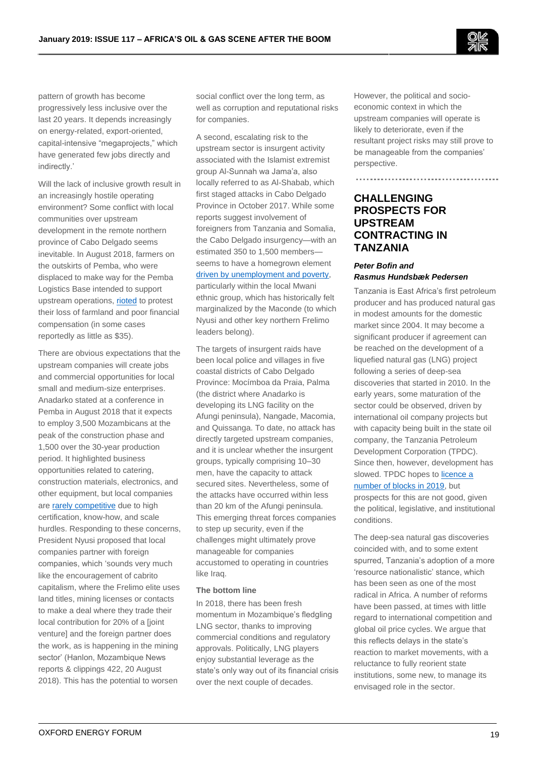pattern of growth has become progressively less inclusive over the last 20 years. It depends increasingly on energy-related, export-oriented, capital-intensive "megaprojects," which have generated few jobs directly and indirectly.'

Will the lack of inclusive growth result in an increasingly hostile operating environment? Some conflict with local communities over upstream development in the remote northern province of Cabo Delgado seems inevitable. In August 2018, farmers on the outskirts of Pemba, who were displaced to make way for the Pemba Logistics Base intended to support upstream operations, rioted to protest their loss of farmland and poor financial compensation (in some cases reportedly as little as $35).

There are obvious expectations that the upstream companies will create jobs and commercial opportunities for local small and medium-size enterprises. Anadarko stated at a conference in Pemba in August 2018 that it expects to employ 3,500 Mozambicans at the peak of the construction phase and 1,500 over the 30-year production period. It highlighted business opportunities related to catering, construction materials, electronics, and other equipment, but local companies are rarely competitive due to high certification, know-how, and scale hurdles. Responding to these concerns, President Nyusi proposed that local companies partner with foreign companies, which 'sounds very much like the encouragement of cabrito capitalism, where the Frelimo elite uses land titles, mining licenses or contacts to make a deal where they trade their local contribution for 20% of a [joint venture] and the foreign partner does the work, as is happening in the mining sector' (Hanlon, Mozambique News reports & clippings 422, 20 August 2018). This has the potential to worsen social conflict over the long term, as well as corruption and reputational risks for companies.

A second, escalating risk to the upstream sector is insurgent activity associated with the Islamist extremist group Al-Sunnah wa Jama'a, also locally referred to as Al-Shabab, which first staged attacks in Cabo Delgado Province in October 2017. While some reports suggest involvement of foreigners from Tanzania and Somalia, the Cabo Delgado insurgency—with an estimated 350 to 1,500 members—seems to have a homegrown element driven by unemployment and poverty, particularly within the local Mwani ethnic group, which has historically felt marginalized by the Maconde (to which Nyusi and other key northern Frelimo leaders belong).

The targets of insurgent raids have been local police and villages in five coastal districts of Cabo Delgado Province: Mocímboa da Praia, Palma (the district where Anadarko is developing its LNG facility on the Afungi peninsula), Nangade, Macomia, and Quissanga. To date, no attack has directly targeted upstream companies, and it is unclear whether the insurgent groups, typically comprising 10–30 men, have the capacity to attack secured sites. Nevertheless, some of the attacks have occurred within less than 20 km of the Afungi peninsula. This emerging threat forces companies to step up security, even if the challenges might ultimately prove manageable for companies accustomed to operating in countries like Iraq.

### The bottom line

In 2018, there has been fresh momentum in Mozambique's fledgling LNG sector, thanks to improving commercial conditions and regulatory approvals. Politically, LNG players enjoy substantial leverage as the state's only way out of its financial crisis over the next couple of decades. However, the political and socio-economic context in which the upstream companies will operate is likely to deteriorate, even if the resultant project risks may still prove to be manageable from the companies' perspective.

## CHALLENGING PROSPECTS FOR UPSTREAM CONTRACTING IN TANZANIA

***Peter Bofin and Rasmus Hundsbæk Pedersen***

Tanzania is East Africa's first petroleum producer and has produced natural gas in modest amounts for the domestic market since 2004. It may become a significant producer if agreement can be reached on the development of a liquefied natural gas (LNG) project following a series of deep-sea discoveries that started in 2010. In the early years, some maturation of the sector could be observed, driven by international oil company projects but with capacity being built in the state oil company, the Tanzania Petroleum Development Corporation (TPDC). Since then, however, development has slowed. TPDC hopes to licence a number of blocks in 2019, but prospects for this are not good, given the political, legislative, and institutional conditions.

The deep-sea natural gas discoveries coincided with, and to some extent spurred, Tanzania's adoption of a more 'resource nationalistic' stance, which has been seen as one of the most radical in Africa. A number of reforms have been passed, at times with little regard to international competition and global oil price cycles. We argue that this reflects delays in the state's reaction to market movements, with a reluctance to fully reorient state institutions, some new, to manage its envisaged role in the sector.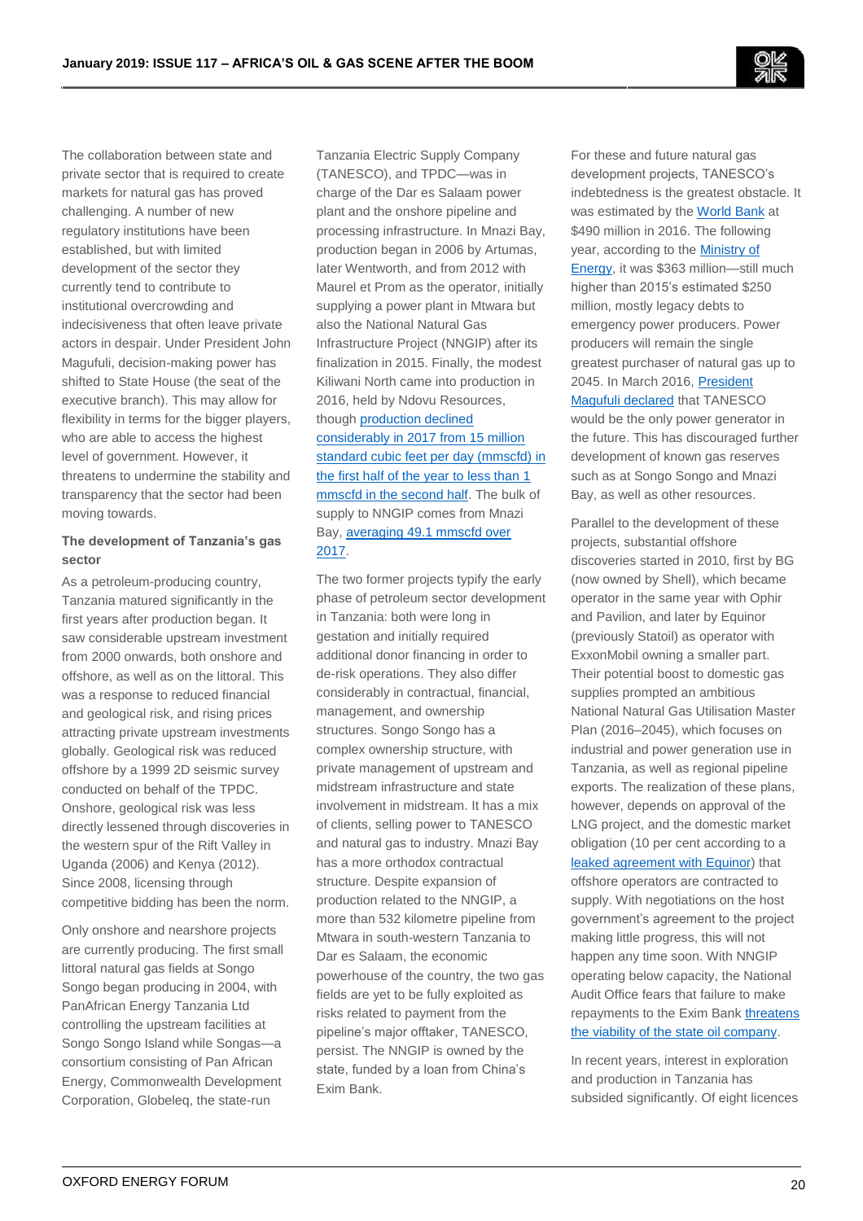The collaboration between state and private sector that is required to create markets for natural gas has proved challenging. A number of new regulatory institutions have been established, but with limited development of the sector they currently tend to contribute to institutional overcrowding and indecisiveness that often leave private actors in despair. Under President John Magufuli, decision-making power has shifted to State House (the seat of the executive branch). This may allow for flexibility in terms for the bigger players, who are able to access the highest level of government. However, it threatens to undermine the stability and transparency that the sector had been moving towards.

**The development of Tanzania's gas sector**

As a petroleum-producing country, Tanzania matured significantly in the first years after production began. It saw considerable upstream investment from 2000 onwards, both onshore and offshore, as well as on the littoral. This was a response to reduced financial and geological risk, and rising prices attracting private upstream investments globally. Geological risk was reduced offshore by a 1999 2D seismic survey conducted on behalf of the TPDC. Onshore, geological risk was less directly lessened through discoveries in the western spur of the Rift Valley in Uganda (2006) and Kenya (2012). Since 2008, licensing through competitive bidding has been the norm.

Only onshore and nearshore projects are currently producing. The first small littoral natural gas fields at Songo Songo began producing in 2004, with PanAfrican Energy Tanzania Ltd controlling the upstream facilities at Songo Songo Island while Songas—a consortium consisting of Pan African Energy, Commonwealth Development Corporation, Globeleq, the state-run Tanzania Electric Supply Company (TANESCO), and TPDC—was in charge of the Dar es Salaam power plant and the onshore pipeline and processing infrastructure. In Mnazi Bay, production began in 2006 by Artumas, later Wentworth, and from 2012 with Maurel et Prom as the operator, initially supplying a power plant in Mtwara but also the National Natural Gas Infrastructure Project (NNGIP) after its finalization in 2015. Finally, the modest Kiliwani North came into production in 2016, held by Ndovu Resources, though production declined considerably in 2017 from 15 million standard cubic feet per day (mmscfd) in the first half of the year to less than 1 mmscfd in the second half. The bulk of supply to NNGIP comes from Mnazi Bay, averaging 49.1 mmscfd over 2017.

The two former projects typify the early phase of petroleum sector development in Tanzania: both were long in gestation and initially required additional donor financing in order to de-risk operations. They also differ considerably in contractual, financial, management, and ownership structures. Songo Songo has a complex ownership structure, with private management of upstream and midstream infrastructure and state involvement in midstream. It has a mix of clients, selling power to TANESCO and natural gas to industry. Mnazi Bay has a more orthodox contractual structure. Despite expansion of production related to the NNGIP, a more than 532 kilometre pipeline from Mtwara in south-western Tanzania to Dar es Salaam, the economic powerhouse of the country, the two gas fields are yet to be fully exploited as risks related to payment from the pipeline's major offtaker, TANESCO, persist. The NNGIP is owned by the state, funded by a loan from China's Exim Bank.

For these and future natural gas development projects, TANESCO's indebtedness is the greatest obstacle. It was estimated by the World Bank at $490 million in 2016. The following year, according to the Ministry of Energy, it was $363 million—still much higher than 2015's estimated $250 million, mostly legacy debts to emergency power producers. Power producers will remain the single greatest purchaser of natural gas up to 2045. In March 2016, President Magufuli declared that TANESCO would be the only power generator in the future. This has discouraged further development of known gas reserves such as at Songo Songo and Mnazi Bay, as well as other resources.

Parallel to the development of these projects, substantial offshore discoveries started in 2010, first by BG (now owned by Shell), which became operator in the same year with Ophir and Pavilion, and later by Equinor (previously Statoil) as operator with ExxonMobil owning a smaller part. Their potential boost to domestic gas supplies prompted an ambitious National Natural Gas Utilisation Master Plan (2016–2045), which focuses on industrial and power generation use in Tanzania, as well as regional pipeline exports. The realization of these plans, however, depends on approval of the LNG project, and the domestic market obligation (10 per cent according to a leaked agreement with Equinor) that offshore operators are contracted to supply. With negotiations on the host government's agreement to the project making little progress, this will not happen any time soon. With NNGIP operating below capacity, the National Audit Office fears that failure to make repayments to the Exim Bank threatens the viability of the state oil company.

In recent years, interest in exploration and production in Tanzania has subsided significantly. Of eight licences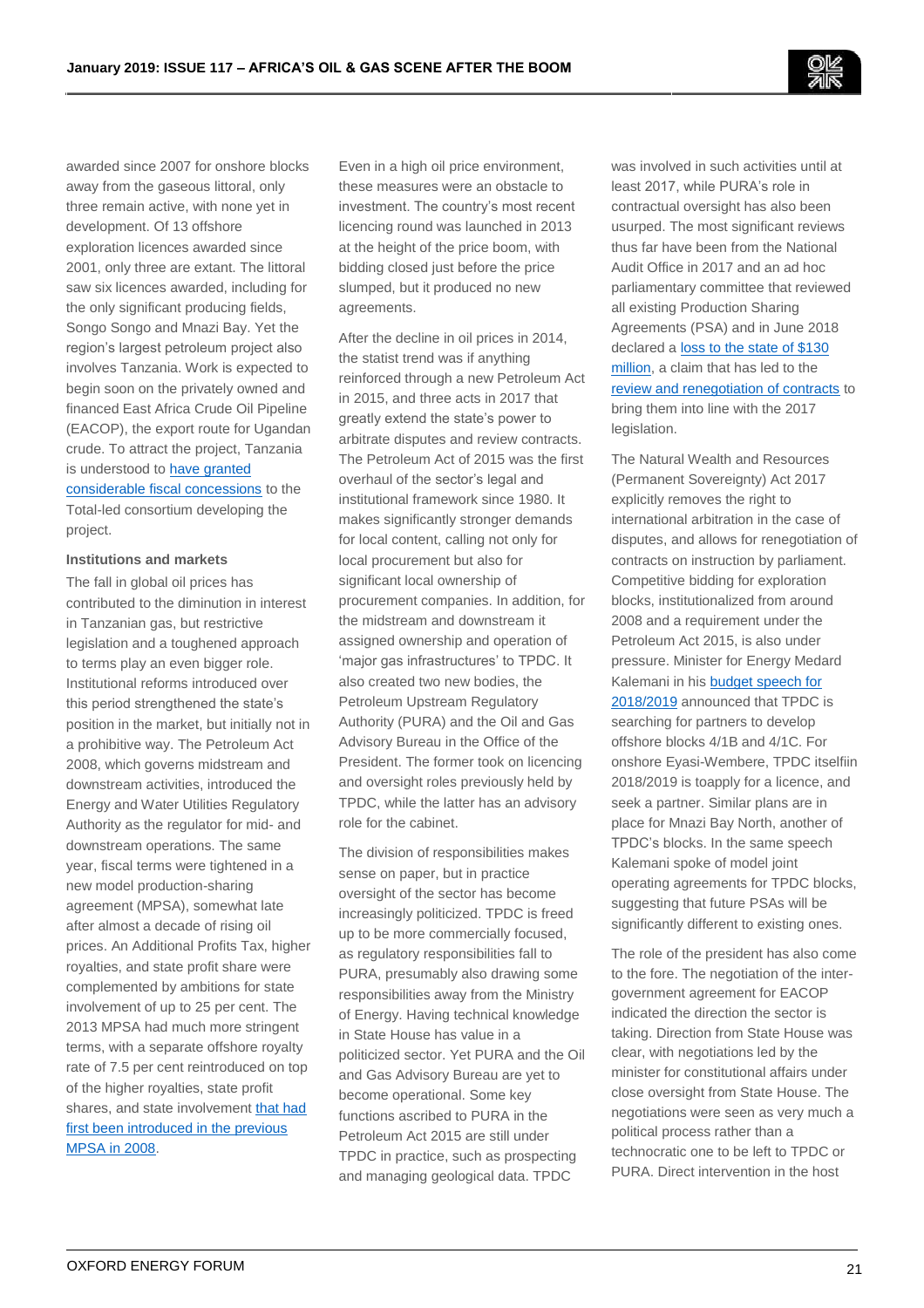awarded since 2007 for onshore blocks away from the gaseous littoral, only three remain active, with none yet in development. Of 13 offshore exploration licences awarded since 2001, only three are extant. The littoral saw six licences awarded, including for the only significant producing fields, Songo Songo and Mnazi Bay. Yet the region's largest petroleum project also involves Tanzania. Work is expected to begin soon on the privately owned and financed East Africa Crude Oil Pipeline (EACOP), the export route for Ugandan crude. To attract the project, Tanzania is understood to have granted considerable fiscal concessions to the Total-led consortium developing the project.

**Institutions and markets**

The fall in global oil prices has contributed to the diminution in interest in Tanzanian gas, but restrictive legislation and a toughened approach to terms play an even bigger role. Institutional reforms introduced over this period strengthened the state's position in the market, but initially not in a prohibitive way. The Petroleum Act 2008, which governs midstream and downstream activities, introduced the Energy and Water Utilities Regulatory Authority as the regulator for mid- and downstream operations. The same year, fiscal terms were tightened in a new model production-sharing agreement (MPSA), somewhat late after almost a decade of rising oil prices. An Additional Profits Tax, higher royalties, and state profit share were complemented by ambitions for state involvement of up to 25 per cent. The 2013 MPSA had much more stringent terms, with a separate offshore royalty rate of 7.5 per cent reintroduced on top of the higher royalties, state profit shares, and state involvement that had first been introduced in the previous MPSA in 2008.

Even in a high oil price environment, these measures were an obstacle to investment. The country's most recent licencing round was launched in 2013 at the height of the price boom, with bidding closed just before the price slumped, but it produced no new agreements.

After the decline in oil prices in 2014, the statist trend was if anything reinforced through a new Petroleum Act in 2015, and three acts in 2017 that greatly extend the state's power to arbitrate disputes and review contracts. The Petroleum Act of 2015 was the first overhaul of the sector's legal and institutional framework since 1980. It makes significantly stronger demands for local content, calling not only for local procurement but also for significant local ownership of procurement companies. In addition, for the midstream and downstream it assigned ownership and operation of 'major gas infrastructures' to TPDC. It also created two new bodies, the Petroleum Upstream Regulatory Authority (PURA) and the Oil and Gas Advisory Bureau in the Office of the President. The former took on licencing and oversight roles previously held by TPDC, while the latter has an advisory role for the cabinet.

The division of responsibilities makes sense on paper, but in practice oversight of the sector has become increasingly politicized. TPDC is freed up to be more commercially focused, as regulatory responsibilities fall to PURA, presumably also drawing some responsibilities away from the Ministry of Energy. Having technical knowledge in State House has value in a politicized sector. Yet PURA and the Oil and Gas Advisory Bureau are yet to become operational. Some key functions ascribed to PURA in the Petroleum Act 2015 are still under TPDC in practice, such as prospecting and managing geological data. TPDC was involved in such activities until at least 2017, while PURA's role in contractual oversight has also been usurped. The most significant reviews thus far have been from the National Audit Office in 2017 and an ad hoc parliamentary committee that reviewed all existing Production Sharing Agreements (PSA) and in June 2018 declared a loss to the state of $130 million, a claim that has led to the review and renegotiation of contracts to bring them into line with the 2017 legislation.

The Natural Wealth and Resources (Permanent Sovereignty) Act 2017 explicitly removes the right to international arbitration in the case of disputes, and allows for renegotiation of contracts on instruction by parliament. Competitive bidding for exploration blocks, institutionalized from around 2008 and a requirement under the Petroleum Act 2015, is also under pressure. Minister for Energy Medard Kalemani in his budget speech for 2018/2019 announced that TPDC is searching for partners to develop offshore blocks 4/1B and 4/1C. For onshore Eyasi-Wembere, TPDC itselfiin 2018/2019 is toapply for a licence, and seek a partner. Similar plans are in place for Mnazi Bay North, another of TPDC's blocks. In the same speech Kalemani spoke of model joint operating agreements for TPDC blocks, suggesting that future PSAs will be significantly different to existing ones.

The role of the president has also come to the fore. The negotiation of the inter-government agreement for EACOP indicated the direction the sector is taking. Direction from State House was clear, with negotiations led by the minister for constitutional affairs under close oversight from State House. The negotiations were seen as very much a political process rather than a technocratic one to be left to TPDC or PURA. Direct intervention in the host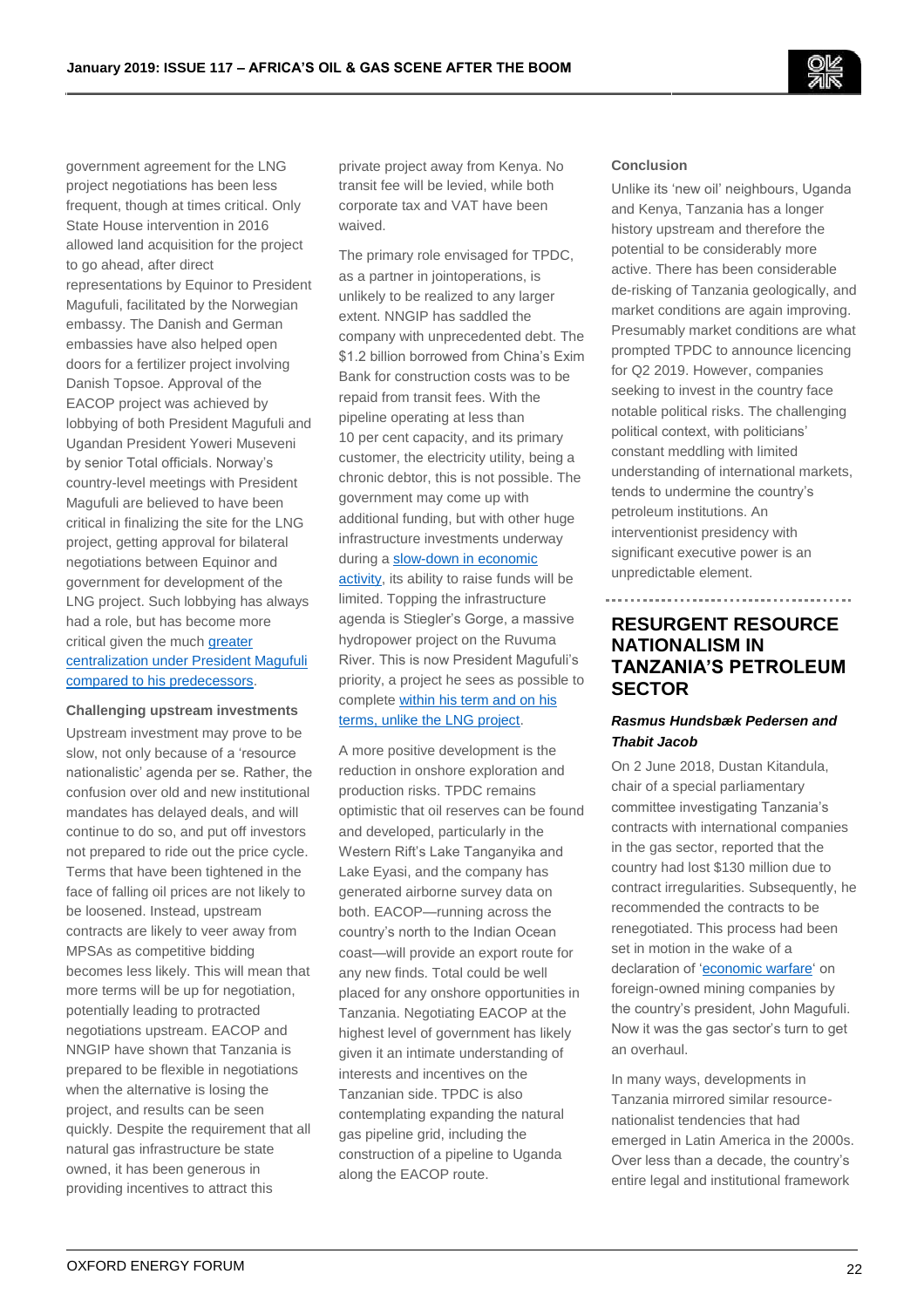government agreement for the LNG project negotiations has been less frequent, though at times critical. Only State House intervention in 2016 allowed land acquisition for the project to go ahead, after direct representations by Equinor to President Magufuli, facilitated by the Norwegian embassy. The Danish and German embassies have also helped open doors for a fertilizer project involving Danish Topsoe. Approval of the EACOP project was achieved by lobbying of both President Magufuli and Ugandan President Yoweri Museveni by senior Total officials. Norway's country-level meetings with President Magufuli are believed to have been critical in finalizing the site for the LNG project, getting approval for bilateral negotiations between Equinor and government for development of the LNG project. Such lobbying has always had a role, but has become more critical given the much greater centralization under President Magufuli compared to his predecessors.

**Challenging upstream investments**

Upstream investment may prove to be slow, not only because of a 'resource nationalistic' agenda per se. Rather, the confusion over old and new institutional mandates has delayed deals, and will continue to do so, and put off investors not prepared to ride out the price cycle. Terms that have been tightened in the face of falling oil prices are not likely to be loosened. Instead, upstream contracts are likely to veer away from MPSAs as competitive bidding becomes less likely. This will mean that more terms will be up for negotiation, potentially leading to protracted negotiations upstream. EACOP and NNGIP have shown that Tanzania is prepared to be flexible in negotiations when the alternative is losing the project, and results can be seen quickly. Despite the requirement that all natural gas infrastructure be state owned, it has been generous in providing incentives to attract this private project away from Kenya. No transit fee will be levied, while both corporate tax and VAT have been waived.

The primary role envisaged for TPDC, as a partner in jointoperations, is unlikely to be realized to any larger extent. NNGIP has saddled the company with unprecedented debt. The $1.2 billion borrowed from China's Exim Bank for construction costs was to be repaid from transit fees. With the pipeline operating at less than 10 per cent capacity, and its primary customer, the electricity utility, being a chronic debtor, this is not possible. The government may come up with additional funding, but with other huge infrastructure investments underway during a slow-down in economic activity, its ability to raise funds will be limited. Topping the infrastructure agenda is Stiegler's Gorge, a massive hydropower project on the Ruvuma River. This is now President Magufuli's priority, a project he sees as possible to complete within his term and on his terms, unlike the LNG project.

A more positive development is the reduction in onshore exploration and production risks. TPDC remains optimistic that oil reserves can be found and developed, particularly in the Western Rift's Lake Tanganyika and Lake Eyasi, and the company has generated airborne survey data on both. EACOP—running across the country's north to the Indian Ocean coast—will provide an export route for any new finds. Total could be well placed for any onshore opportunities in Tanzania. Negotiating EACOP at the highest level of government has likely given it an intimate understanding of interests and incentives on the Tanzanian side. TPDC is also contemplating expanding the natural gas pipeline grid, including the construction of a pipeline to Uganda along the EACOP route.

**Conclusion**

Unlike its 'new oil' neighbours, Uganda and Kenya, Tanzania has a longer history upstream and therefore the potential to be considerably more active. There has been considerable de-risking of Tanzania geologically, and market conditions are again improving. Presumably market conditions are what prompted TPDC to announce licencing for Q2 2019. However, companies seeking to invest in the country face notable political risks. The challenging political context, with politicians' constant meddling with limited understanding of international markets, tends to undermine the country's petroleum institutions. An interventionist presidency with significant executive power is an unpredictable element.

## RESURGENT RESOURCE NATIONALISM IN TANZANIA'S PETROLEUM SECTOR

***Rasmus Hundsbæk Pedersen and Thabit Jacob***

On 2 June 2018, Dustan Kitandula, chair of a special parliamentary committee investigating Tanzania's contracts with international companies in the gas sector, reported that the country had lost $130 million due to contract irregularities. Subsequently, he recommended the contracts to be renegotiated. This process had been set in motion in the wake of a declaration of 'economic warfare' on foreign-owned mining companies by the country's president, John Magufuli. Now it was the gas sector's turn to get an overhaul.

In many ways, developments in Tanzania mirrored similar resource-nationalist tendencies that had emerged in Latin America in the 2000s. Over less than a decade, the country's entire legal and institutional framework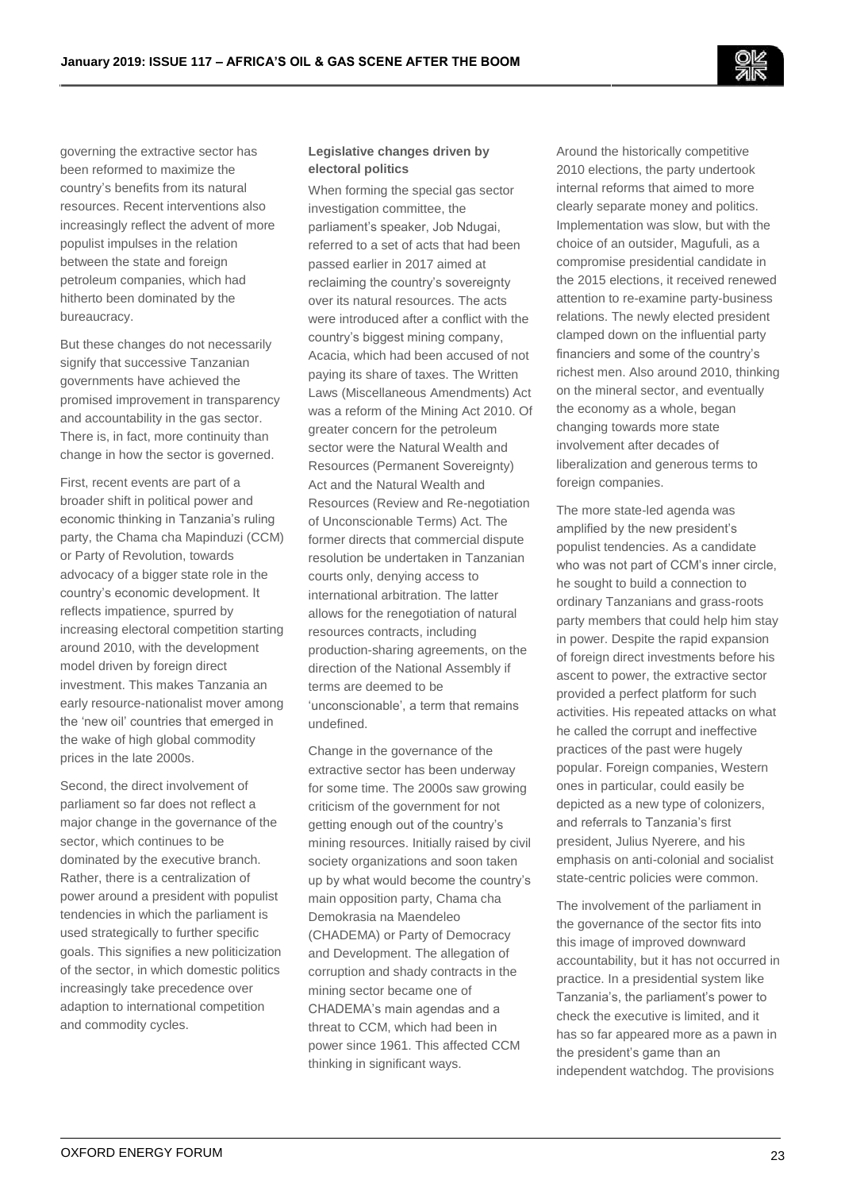governing the extractive sector has been reformed to maximize the country's benefits from its natural resources. Recent interventions also increasingly reflect the advent of more populist impulses in the relation between the state and foreign petroleum companies, which had hitherto been dominated by the bureaucracy.

But these changes do not necessarily signify that successive Tanzanian governments have achieved the promised improvement in transparency and accountability in the gas sector. There is, in fact, more continuity than change in how the sector is governed.

First, recent events are part of a broader shift in political power and economic thinking in Tanzania's ruling party, the Chama cha Mapinduzi (CCM) or Party of Revolution, towards advocacy of a bigger state role in the country's economic development. It reflects impatience, spurred by increasing electoral competition starting around 2010, with the development model driven by foreign direct investment. This makes Tanzania an early resource-nationalist mover among the 'new oil' countries that emerged in the wake of high global commodity prices in the late 2000s.

Second, the direct involvement of parliament so far does not reflect a major change in the governance of the sector, which continues to be dominated by the executive branch. Rather, there is a centralization of power around a president with populist tendencies in which the parliament is used strategically to further specific goals. This signifies a new politicization of the sector, in which domestic politics increasingly take precedence over adaption to international competition and commodity cycles.

**Legislative changes driven by electoral politics**

When forming the special gas sector investigation committee, the parliament's speaker, Job Ndugai, referred to a set of acts that had been passed earlier in 2017 aimed at reclaiming the country's sovereignty over its natural resources. The acts were introduced after a conflict with the country's biggest mining company, Acacia, which had been accused of not paying its share of taxes. The Written Laws (Miscellaneous Amendments) Act was a reform of the Mining Act 2010. Of greater concern for the petroleum sector were the Natural Wealth and Resources (Permanent Sovereignty) Act and the Natural Wealth and Resources (Review and Re-negotiation of Unconscionable Terms) Act. The former directs that commercial dispute resolution be undertaken in Tanzanian courts only, denying access to international arbitration. The latter allows for the renegotiation of natural resources contracts, including production-sharing agreements, on the direction of the National Assembly if terms are deemed to be 'unconscionable', a term that remains undefined.

Change in the governance of the extractive sector has been underway for some time. The 2000s saw growing criticism of the government for not getting enough out of the country's mining resources. Initially raised by civil society organizations and soon taken up by what would become the country's main opposition party, Chama cha Demokrasia na Maendeleo (CHADEMA) or Party of Democracy and Development. The allegation of corruption and shady contracts in the mining sector became one of CHADEMA's main agendas and a threat to CCM, which had been in power since 1961. This affected CCM thinking in significant ways.

Around the historically competitive 2010 elections, the party undertook internal reforms that aimed to more clearly separate money and politics. Implementation was slow, but with the choice of an outsider, Magufuli, as a compromise presidential candidate in the 2015 elections, it received renewed attention to re-examine party-business relations. The newly elected president clamped down on the influential party financiers and some of the country's richest men. Also around 2010, thinking on the mineral sector, and eventually the economy as a whole, began changing towards more state involvement after decades of liberalization and generous terms to foreign companies.

The more state-led agenda was amplified by the new president's populist tendencies. As a candidate who was not part of CCM's inner circle, he sought to build a connection to ordinary Tanzanians and grass-roots party members that could help him stay in power. Despite the rapid expansion of foreign direct investments before his ascent to power, the extractive sector provided a perfect platform for such activities. His repeated attacks on what he called the corrupt and ineffective practices of the past were hugely popular. Foreign companies, Western ones in particular, could easily be depicted as a new type of colonizers, and referrals to Tanzania's first president, Julius Nyerere, and his emphasis on anti-colonial and socialist state-centric policies were common.

The involvement of the parliament in the governance of the sector fits into this image of improved downward accountability, but it has not occurred in practice. In a presidential system like Tanzania's, the parliament's power to check the executive is limited, and it has so far appeared more as a pawn in the president's game than an independent watchdog. The provisions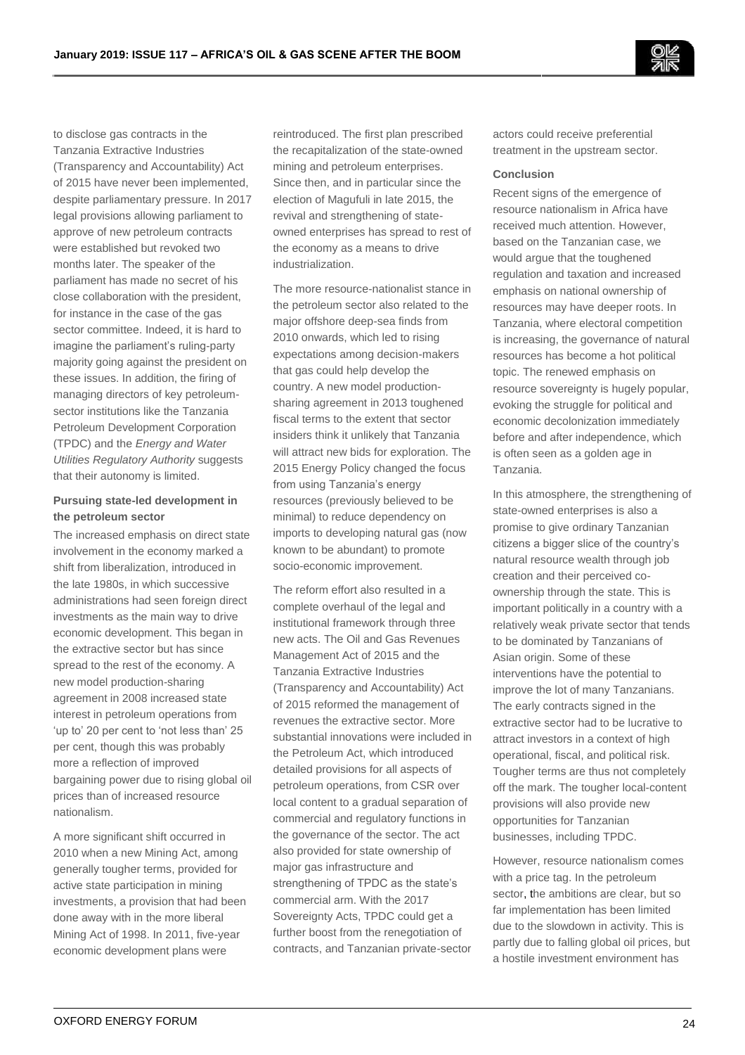to disclose gas contracts in the Tanzania Extractive Industries (Transparency and Accountability) Act of 2015 have never been implemented, despite parliamentary pressure. In 2017 legal provisions allowing parliament to approve of new petroleum contracts were established but revoked two months later. The speaker of the parliament has made no secret of his close collaboration with the president, for instance in the case of the gas sector committee. Indeed, it is hard to imagine the parliament's ruling-party majority going against the president on these issues. In addition, the firing of managing directors of key petroleum-sector institutions like the Tanzania Petroleum Development Corporation (TPDC) and the *Energy and Water Utilities Regulatory Authority* suggests that their autonomy is limited.

### Pursuing state-led development in the petroleum sector

The increased emphasis on direct state involvement in the economy marked a shift from liberalization, introduced in the late 1980s, in which successive administrations had seen foreign direct investments as the main way to drive economic development. This began in the extractive sector but has since spread to the rest of the economy. A new model production-sharing agreement in 2008 increased state interest in petroleum operations from 'up to' 20 per cent to 'not less than' 25 per cent, though this was probably more a reflection of improved bargaining power due to rising global oil prices than of increased resource nationalism.

A more significant shift occurred in 2010 when a new Mining Act, among generally tougher terms, provided for active state participation in mining investments, a provision that had been done away with in the more liberal Mining Act of 1998. In 2011, five-year economic development plans were reintroduced. The first plan prescribed the recapitalization of the state-owned mining and petroleum enterprises. Since then, and in particular since the election of Magufuli in late 2015, the revival and strengthening of state-owned enterprises has spread to rest of the economy as a means to drive industrialization.

The more resource-nationalist stance in the petroleum sector also related to the major offshore deep-sea finds from 2010 onwards, which led to rising expectations among decision-makers that gas could help develop the country. A new model production-sharing agreement in 2013 toughened fiscal terms to the extent that sector insiders think it unlikely that Tanzania will attract new bids for exploration. The 2015 Energy Policy changed the focus from using Tanzania's energy resources (previously believed to be minimal) to reduce dependency on imports to developing natural gas (now known to be abundant) to promote socio-economic improvement.

The reform effort also resulted in a complete overhaul of the legal and institutional framework through three new acts. The Oil and Gas Revenues Management Act of 2015 and the Tanzania Extractive Industries (Transparency and Accountability) Act of 2015 reformed the management of revenues the extractive sector. More substantial innovations were included in the Petroleum Act, which introduced detailed provisions for all aspects of petroleum operations, from CSR over local content to a gradual separation of commercial and regulatory functions in the governance of the sector. The act also provided for state ownership of major gas infrastructure and strengthening of TPDC as the state's commercial arm. With the 2017 Sovereignty Acts, TPDC could get a further boost from the renegotiation of contracts, and Tanzanian private-sector actors could receive preferential treatment in the upstream sector.

### Conclusion

Recent signs of the emergence of resource nationalism in Africa have received much attention. However, based on the Tanzanian case, we would argue that the toughened regulation and taxation and increased emphasis on national ownership of resources may have deeper roots. In Tanzania, where electoral competition is increasing, the governance of natural resources has become a hot political topic. The renewed emphasis on resource sovereignty is hugely popular, evoking the struggle for political and economic decolonization immediately before and after independence, which is often seen as a golden age in Tanzania.

In this atmosphere, the strengthening of state-owned enterprises is also a promise to give ordinary Tanzanian citizens a bigger slice of the country's natural resource wealth through job creation and their perceived co-ownership through the state. This is important politically in a country with a relatively weak private sector that tends to be dominated by Tanzanians of Asian origin. Some of these interventions have the potential to improve the lot of many Tanzanians. The early contracts signed in the extractive sector had to be lucrative to attract investors in a context of high operational, fiscal, and political risk. Tougher terms are thus not completely off the mark. The tougher local-content provisions will also provide new opportunities for Tanzanian businesses, including TPDC.

However, resource nationalism comes with a price tag. In the petroleum sector, the ambitions are clear, but so far implementation has been limited due to the slowdown in activity. This is partly due to falling global oil prices, but a hostile investment environment has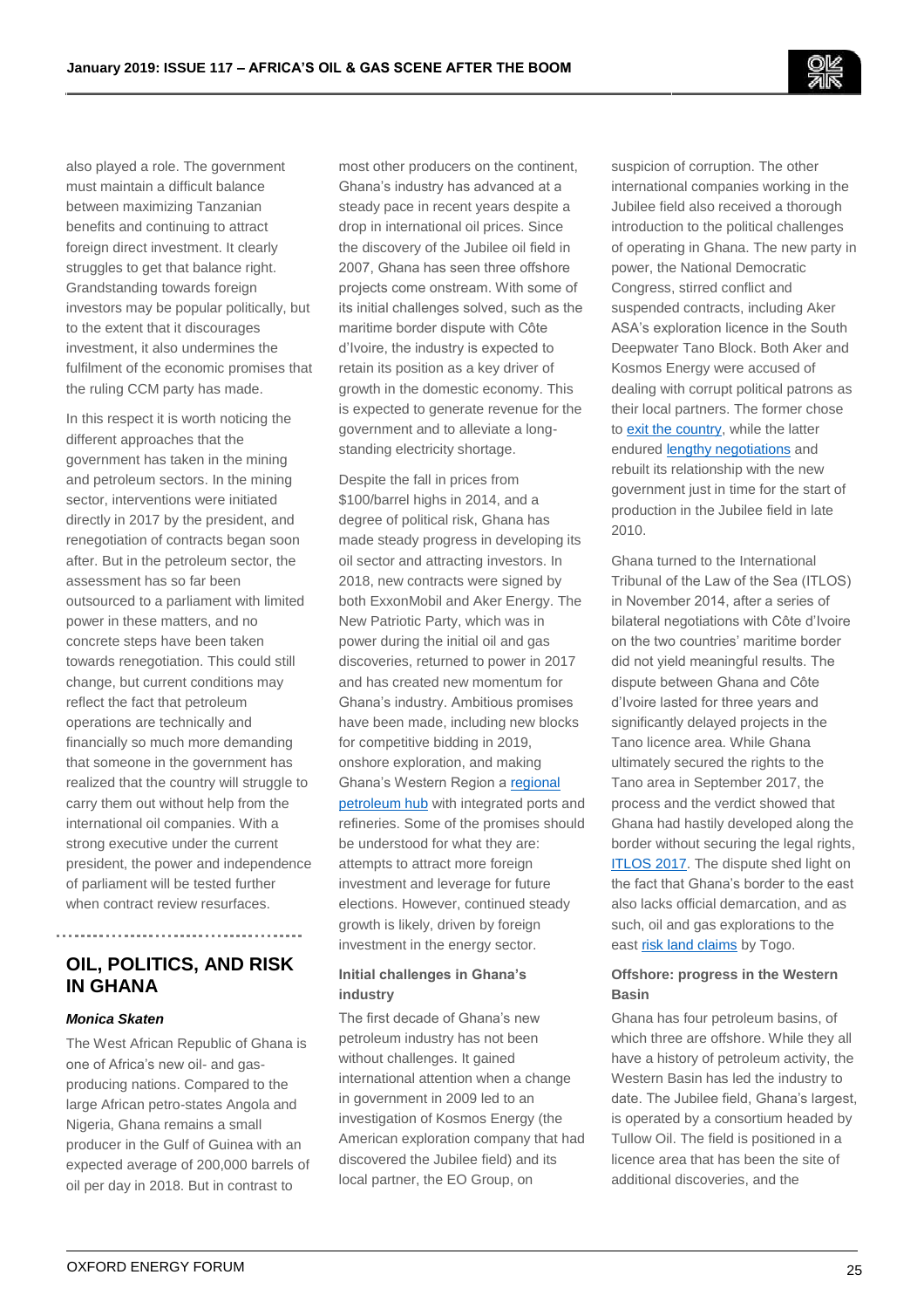also played a role. The government must maintain a difficult balance between maximizing Tanzanian benefits and continuing to attract foreign direct investment. It clearly struggles to get that balance right. Grandstanding towards foreign investors may be popular politically, but to the extent that it discourages investment, it also undermines the fulfilment of the economic promises that the ruling CCM party has made.

In this respect it is worth noticing the different approaches that the government has taken in the mining and petroleum sectors. In the mining sector, interventions were initiated directly in 2017 by the president, and renegotiation of contracts began soon after. But in the petroleum sector, the assessment has so far been outsourced to a parliament with limited power in these matters, and no concrete steps have been taken towards renegotiation. This could still change, but current conditions may reflect the fact that petroleum operations are technically and financially so much more demanding that someone in the government has realized that the country will struggle to carry them out without help from the international oil companies. With a strong executive under the current president, the power and independence of parliament will be tested further when contract review resurfaces.

## OIL, POLITICS, AND RISK IN GHANA

***Monica Skaten***

The West African Republic of Ghana is one of Africa's new oil- and gas-producing nations. Compared to the large African petro-states Angola and Nigeria, Ghana remains a small producer in the Gulf of Guinea with an expected average of 200,000 barrels of oil per day in 2018. But in contrast to most other producers on the continent, Ghana's industry has advanced at a steady pace in recent years despite a drop in international oil prices. Since the discovery of the Jubilee oil field in 2007, Ghana has seen three offshore projects come onstream. With some of its initial challenges solved, such as the maritime border dispute with Côte d'Ivoire, the industry is expected to retain its position as a key driver of growth in the domestic economy. This is expected to generate revenue for the government and to alleviate a long-standing electricity shortage.

Despite the fall in prices from $100/barrel highs in 2014, and a degree of political risk, Ghana has made steady progress in developing its oil sector and attracting investors. In 2018, new contracts were signed by both ExxonMobil and Aker Energy. The New Patriotic Party, which was in power during the initial oil and gas discoveries, returned to power in 2017 and has created new momentum for Ghana's industry. Ambitious promises have been made, including new blocks for competitive bidding in 2019, onshore exploration, and making Ghana's Western Region a [regional petroleum hub](#) with integrated ports and refineries. Some of the promises should be understood for what they are: attempts to attract more foreign investment and leverage for future elections. However, continued steady growth is likely, driven by foreign investment in the energy sector.

### Initial challenges in Ghana's industry

The first decade of Ghana's new petroleum industry has not been without challenges. It gained international attention when a change in government in 2009 led to an investigation of Kosmos Energy (the American exploration company that had discovered the Jubilee field) and its local partner, the EO Group, on suspicion of corruption. The other international companies working in the Jubilee field also received a thorough introduction to the political challenges of operating in Ghana. The new party in power, the National Democratic Congress, stirred conflict and suspended contracts, including Aker ASA's exploration licence in the South Deepwater Tano Block. Both Aker and Kosmos Energy were accused of dealing with corrupt political patrons as their local partners. The former chose to [exit the country](#), while the latter endured [lengthy negotiations](#) and rebuilt its relationship with the new government just in time for the start of production in the Jubilee field in late 2010.

Ghana turned to the International Tribunal of the Law of the Sea (ITLOS) in November 2014, after a series of bilateral negotiations with Côte d'Ivoire on the two countries' maritime border did not yield meaningful results. The dispute between Ghana and Côte d'Ivoire lasted for three years and significantly delayed projects in the Tano licence area. While Ghana ultimately secured the rights to the Tano area in September 2017, the process and the verdict showed that Ghana had hastily developed along the border without securing the legal rights, [ITLOS 2017](#). The dispute shed light on the fact that Ghana's border to the east also lacks official demarcation, and as such, oil and gas explorations to the east [risk land claims](#) by Togo.

### Offshore: progress in the Western Basin

Ghana has four petroleum basins, of which three are offshore. While they all have a history of petroleum activity, the Western Basin has led the industry to date. The Jubilee field, Ghana's largest, is operated by a consortium headed by Tullow Oil. The field is positioned in a licence area that has been the site of additional discoveries, and the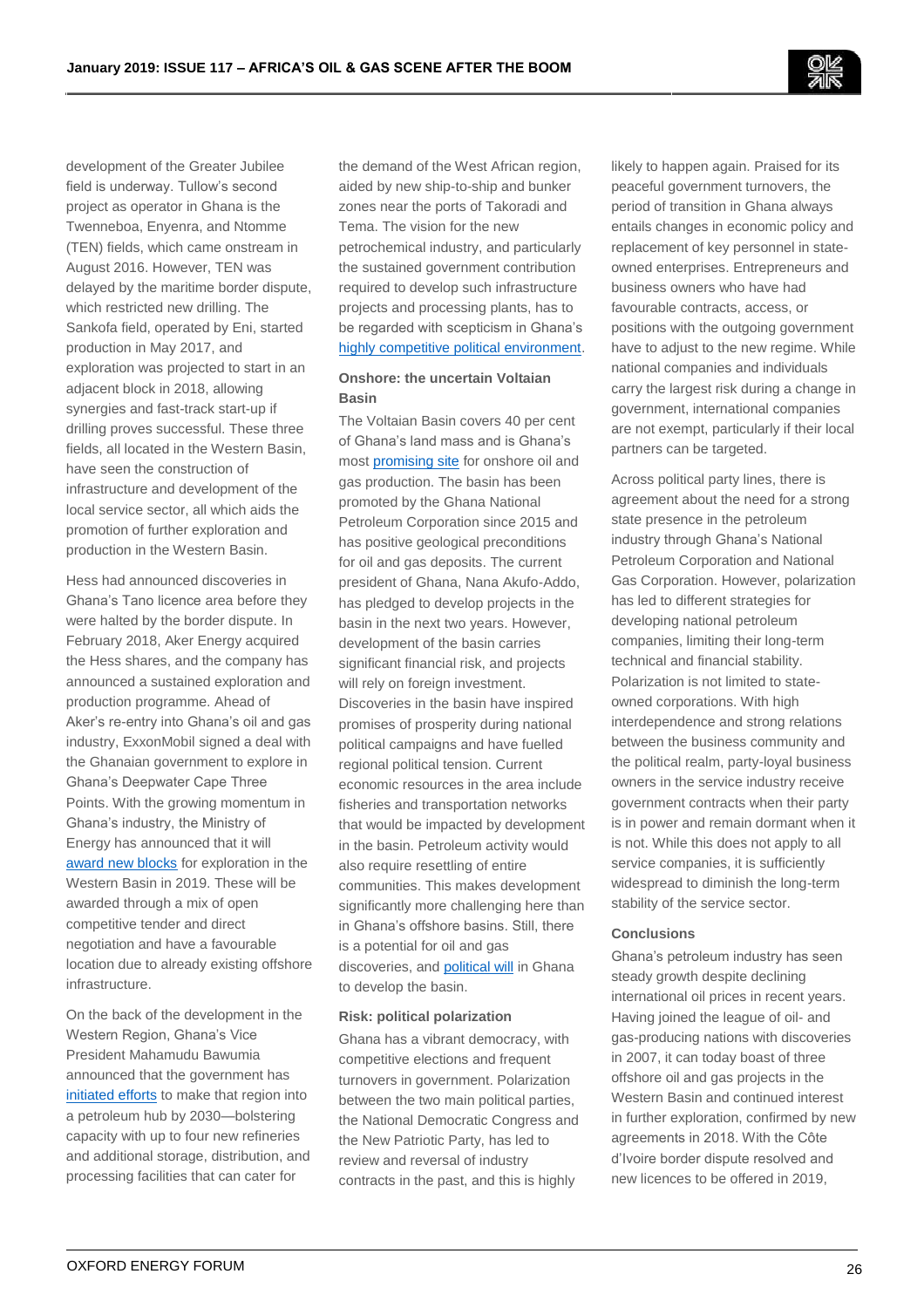development of the Greater Jubilee field is underway. Tullow's second project as operator in Ghana is the Twenneboa, Enyenra, and Ntomme (TEN) fields, which came onstream in August 2016. However, TEN was delayed by the maritime border dispute, which restricted new drilling. The Sankofa field, operated by Eni, started production in May 2017, and exploration was projected to start in an adjacent block in 2018, allowing synergies and fast-track start-up if drilling proves successful. These three fields, all located in the Western Basin, have seen the construction of infrastructure and development of the local service sector, all which aids the promotion of further exploration and production in the Western Basin.

Hess had announced discoveries in Ghana's Tano licence area before they were halted by the border dispute. In February 2018, Aker Energy acquired the Hess shares, and the company has announced a sustained exploration and production programme. Ahead of Aker's re-entry into Ghana's oil and gas industry, ExxonMobil signed a deal with the Ghanaian government to explore in Ghana's Deepwater Cape Three Points. With the growing momentum in Ghana's industry, the Ministry of Energy has announced that it will award new blocks for exploration in the Western Basin in 2019. These will be awarded through a mix of open competitive tender and direct negotiation and have a favourable location due to already existing offshore infrastructure.

On the back of the development in the Western Region, Ghana's Vice President Mahamudu Bawumia announced that the government has initiated efforts to make that region into a petroleum hub by 2030—bolstering capacity with up to four new refineries and additional storage, distribution, and processing facilities that can cater for the demand of the West African region, aided by new ship-to-ship and bunker zones near the ports of Takoradi and Tema. The vision for the new petrochemical industry, and particularly the sustained government contribution required to develop such infrastructure projects and processing plants, has to be regarded with scepticism in Ghana's highly competitive political environment.

### Onshore: the uncertain Voltaian Basin

The Voltaian Basin covers 40 per cent of Ghana's land mass and is Ghana's most promising site for onshore oil and gas production. The basin has been promoted by the Ghana National Petroleum Corporation since 2015 and has positive geological preconditions for oil and gas deposits. The current president of Ghana, Nana Akufo-Addo, has pledged to develop projects in the basin in the next two years. However, development of the basin carries significant financial risk, and projects will rely on foreign investment. Discoveries in the basin have inspired promises of prosperity during national political campaigns and have fuelled regional political tension. Current economic resources in the area include fisheries and transportation networks that would be impacted by development in the basin. Petroleum activity would also require resettling of entire communities. This makes development significantly more challenging here than in Ghana's offshore basins. Still, there is a potential for oil and gas discoveries, and political will in Ghana to develop the basin.

### Risk: political polarization

Ghana has a vibrant democracy, with competitive elections and frequent turnovers in government. Polarization between the two main political parties, the National Democratic Congress and the New Patriotic Party, has led to review and reversal of industry contracts in the past, and this is highly likely to happen again. Praised for its peaceful government turnovers, the period of transition in Ghana always entails changes in economic policy and replacement of key personnel in state-owned enterprises. Entrepreneurs and business owners who have had favourable contracts, access, or positions with the outgoing government have to adjust to the new regime. While national companies and individuals carry the largest risk during a change in government, international companies are not exempt, particularly if their local partners can be targeted.

Across political party lines, there is agreement about the need for a strong state presence in the petroleum industry through Ghana's National Petroleum Corporation and National Gas Corporation. However, polarization has led to different strategies for developing national petroleum companies, limiting their long-term technical and financial stability. Polarization is not limited to state-owned corporations. With high interdependence and strong relations between the business community and the political realm, party-loyal business owners in the service industry receive government contracts when their party is in power and remain dormant when it is not. While this does not apply to all service companies, it is sufficiently widespread to diminish the long-term stability of the service sector.

### Conclusions

Ghana's petroleum industry has seen steady growth despite declining international oil prices in recent years. Having joined the league of oil- and gas-producing nations with discoveries in 2007, it can today boast of three offshore oil and gas projects in the Western Basin and continued interest in further exploration, confirmed by new agreements in 2018. With the Côte d'Ivoire border dispute resolved and new licences to be offered in 2019,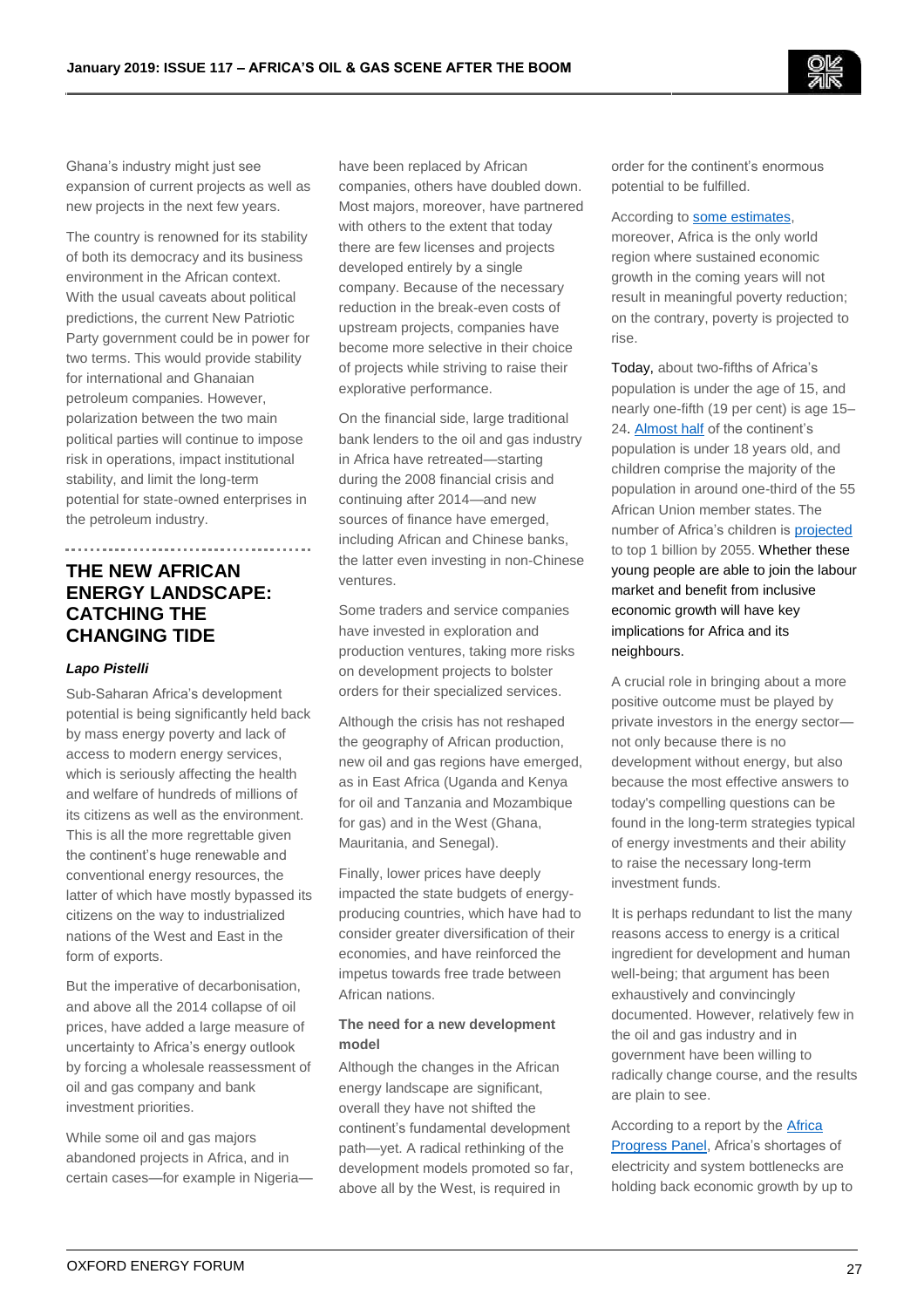Ghana's industry might just see expansion of current projects as well as new projects in the next few years.

The country is renowned for its stability of both its democracy and its business environment in the African context. With the usual caveats about political predictions, the current New Patriotic Party government could be in power for two terms. This would provide stability for international and Ghanaian petroleum companies. However, polarization between the two main political parties will continue to impose risk in operations, impact institutional stability, and limit the long-term potential for state-owned enterprises in the petroleum industry.

## THE NEW AFRICAN ENERGY LANDSCAPE: CATCHING THE CHANGING TIDE

***Lapo Pistelli***

Sub-Saharan Africa's development potential is being significantly held back by mass energy poverty and lack of access to modern energy services, which is seriously affecting the health and welfare of hundreds of millions of its citizens as well as the environment. This is all the more regrettable given the continent's huge renewable and conventional energy resources, the latter of which have mostly bypassed its citizens on the way to industrialized nations of the West and East in the form of exports.

But the imperative of decarbonisation, and above all the 2014 collapse of oil prices, have added a large measure of uncertainty to Africa's energy outlook by forcing a wholesale reassessment of oil and gas company and bank investment priorities.

While some oil and gas majors abandoned projects in Africa, and in certain cases—for example in Nigeria—have been replaced by African companies, others have doubled down. Most majors, moreover, have partnered with others to the extent that today there are few licenses and projects developed entirely by a single company. Because of the necessary reduction in the break-even costs of upstream projects, companies have become more selective in their choice of projects while striving to raise their explorative performance.

On the financial side, large traditional bank lenders to the oil and gas industry in Africa have retreated—starting during the 2008 financial crisis and continuing after 2014—and new sources of finance have emerged, including African and Chinese banks, the latter even investing in non-Chinese ventures.

Some traders and service companies have invested in exploration and production ventures, taking more risks on development projects to bolster orders for their specialized services.

Although the crisis has not reshaped the geography of African production, new oil and gas regions have emerged, as in East Africa (Uganda and Kenya for oil and Tanzania and Mozambique for gas) and in the West (Ghana, Mauritania, and Senegal).

Finally, lower prices have deeply impacted the state budgets of energy-producing countries, which have had to consider greater diversification of their economies, and have reinforced the impetus towards free trade between African nations.

### The need for a new development model

Although the changes in the African energy landscape are significant, overall they have not shifted the continent's fundamental development path—yet. A radical rethinking of the development models promoted so far, above all by the West, is required in order for the continent's enormous potential to be fulfilled.

According to some estimates, moreover, Africa is the only world region where sustained economic growth in the coming years will not result in meaningful poverty reduction; on the contrary, poverty is projected to rise.

Today, about two-fifths of Africa's population is under the age of 15, and nearly one-fifth (19 per cent) is age 15–24. Almost half of the continent's population is under 18 years old, and children comprise the majority of the population in around one-third of the 55 African Union member states. The number of Africa's children is projected to top 1 billion by 2055. Whether these young people are able to join the labour market and benefit from inclusive economic growth will have key implications for Africa and its neighbours.

A crucial role in bringing about a more positive outcome must be played by private investors in the energy sector—not only because there is no development without energy, but also because the most effective answers to today's compelling questions can be found in the long-term strategies typical of energy investments and their ability to raise the necessary long-term investment funds.

It is perhaps redundant to list the many reasons access to energy is a critical ingredient for development and human well-being; that argument has been exhaustively and convincingly documented. However, relatively few in the oil and gas industry and in government have been willing to radically change course, and the results are plain to see.

According to a report by the Africa Progress Panel, Africa's shortages of electricity and system bottlenecks are holding back economic growth by up to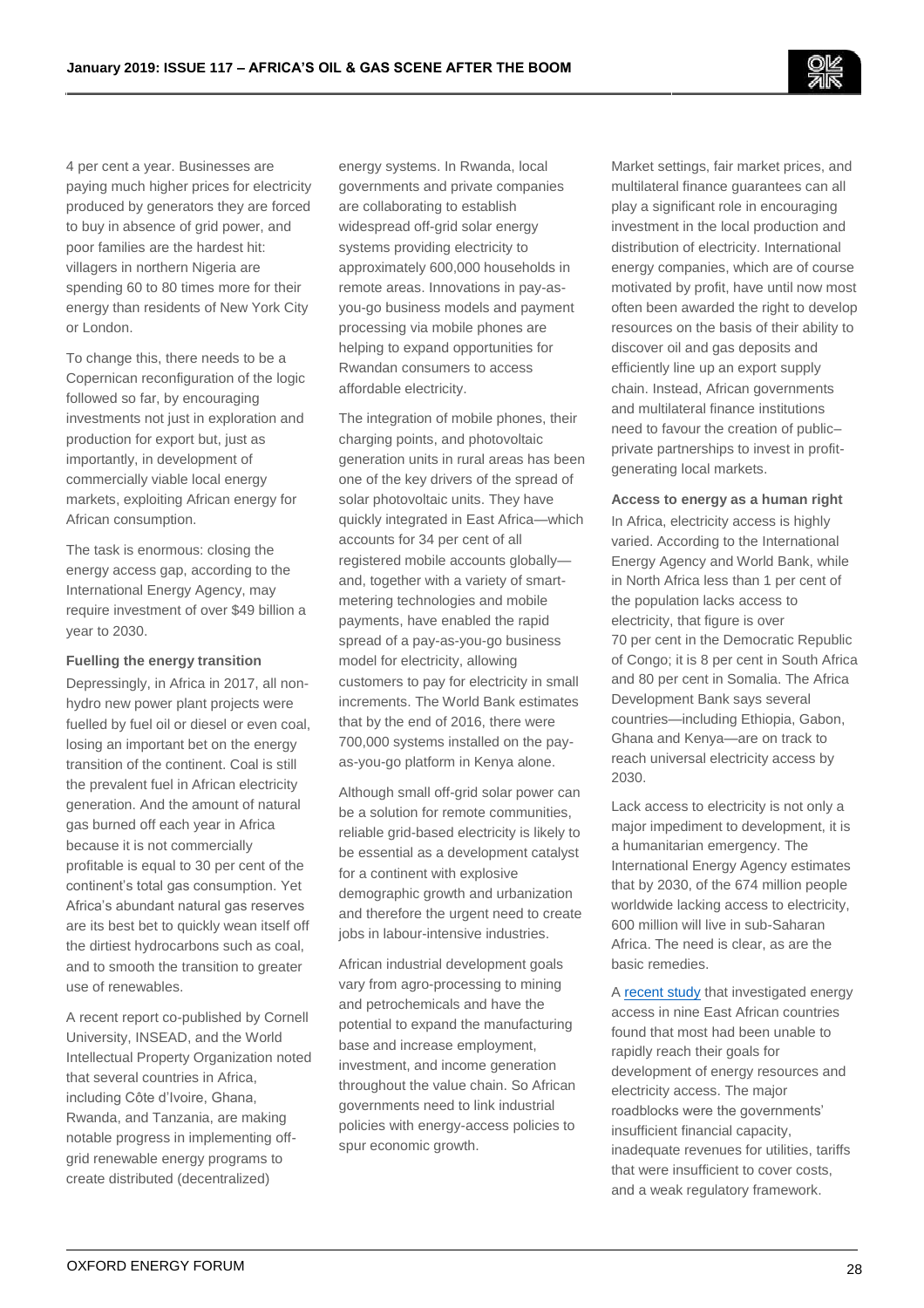4 per cent a year. Businesses are paying much higher prices for electricity produced by generators they are forced to buy in absence of grid power, and poor families are the hardest hit: villagers in northern Nigeria are spending 60 to 80 times more for their energy than residents of New York City or London.

To change this, there needs to be a Copernican reconfiguration of the logic followed so far, by encouraging investments not just in exploration and production for export but, just as importantly, in development of commercially viable local energy markets, exploiting African energy for African consumption.

The task is enormous: closing the energy access gap, according to the International Energy Agency, may require investment of over $49 billion a year to 2030.

**Fuelling the energy transition**

Depressingly, in Africa in 2017, all non-hydro new power plant projects were fuelled by fuel oil or diesel or even coal, losing an important bet on the energy transition of the continent. Coal is still the prevalent fuel in African electricity generation. And the amount of natural gas burned off each year in Africa because it is not commercially profitable is equal to 30 per cent of the continent's total gas consumption. Yet Africa's abundant natural gas reserves are its best bet to quickly wean itself off the dirtiest hydrocarbons such as coal, and to smooth the transition to greater use of renewables.

A recent report co-published by Cornell University, INSEAD, and the World Intellectual Property Organization noted that several countries in Africa, including Côte d'Ivoire, Ghana, Rwanda, and Tanzania, are making notable progress in implementing off-grid renewable energy programs to create distributed (decentralized) energy systems. In Rwanda, local governments and private companies are collaborating to establish widespread off-grid solar energy systems providing electricity to approximately 600,000 households in remote areas. Innovations in pay-as-you-go business models and payment processing via mobile phones are helping to expand opportunities for Rwandan consumers to access affordable electricity.

The integration of mobile phones, their charging points, and photovoltaic generation units in rural areas has been one of the key drivers of the spread of solar photovoltaic units. They have quickly integrated in East Africa—which accounts for 34 per cent of all registered mobile accounts globally—and, together with a variety of smart-metering technologies and mobile payments, have enabled the rapid spread of a pay-as-you-go business model for electricity, allowing customers to pay for electricity in small increments. The World Bank estimates that by the end of 2016, there were 700,000 systems installed on the pay-as-you-go platform in Kenya alone.

Although small off-grid solar power can be a solution for remote communities, reliable grid-based electricity is likely to be essential as a development catalyst for a continent with explosive demographic growth and urbanization and therefore the urgent need to create jobs in labour-intensive industries.

African industrial development goals vary from agro-processing to mining and petrochemicals and have the potential to expand the manufacturing base and increase employment, investment, and income generation throughout the value chain. So African governments need to link industrial policies with energy-access policies to spur economic growth.

Market settings, fair market prices, and multilateral finance guarantees can all play a significant role in encouraging investment in the local production and distribution of electricity. International energy companies, which are of course motivated by profit, have until now most often been awarded the right to develop resources on the basis of their ability to discover oil and gas deposits and efficiently line up an export supply chain. Instead, African governments and multilateral finance institutions need to favour the creation of public–private partnerships to invest in profit-generating local markets.

**Access to energy as a human right**

In Africa, electricity access is highly varied. According to the International Energy Agency and World Bank, while in North Africa less than 1 per cent of the population lacks access to electricity, that figure is over 70 per cent in the Democratic Republic of Congo; it is 8 per cent in South Africa and 80 per cent in Somalia. The Africa Development Bank says several countries—including Ethiopia, Gabon, Ghana and Kenya—are on track to reach universal electricity access by 2030.

Lack access to electricity is not only a major impediment to development, it is a humanitarian emergency. The International Energy Agency estimates that by 2030, of the 674 million people worldwide lacking access to electricity, 600 million will live in sub-Saharan Africa. The need is clear, as are the basic remedies.

A recent study that investigated energy access in nine East African countries found that most had been unable to rapidly reach their goals for development of energy resources and electricity access. The major roadblocks were the governments' insufficient financial capacity, inadequate revenues for utilities, tariffs that were insufficient to cover costs, and a weak regulatory framework.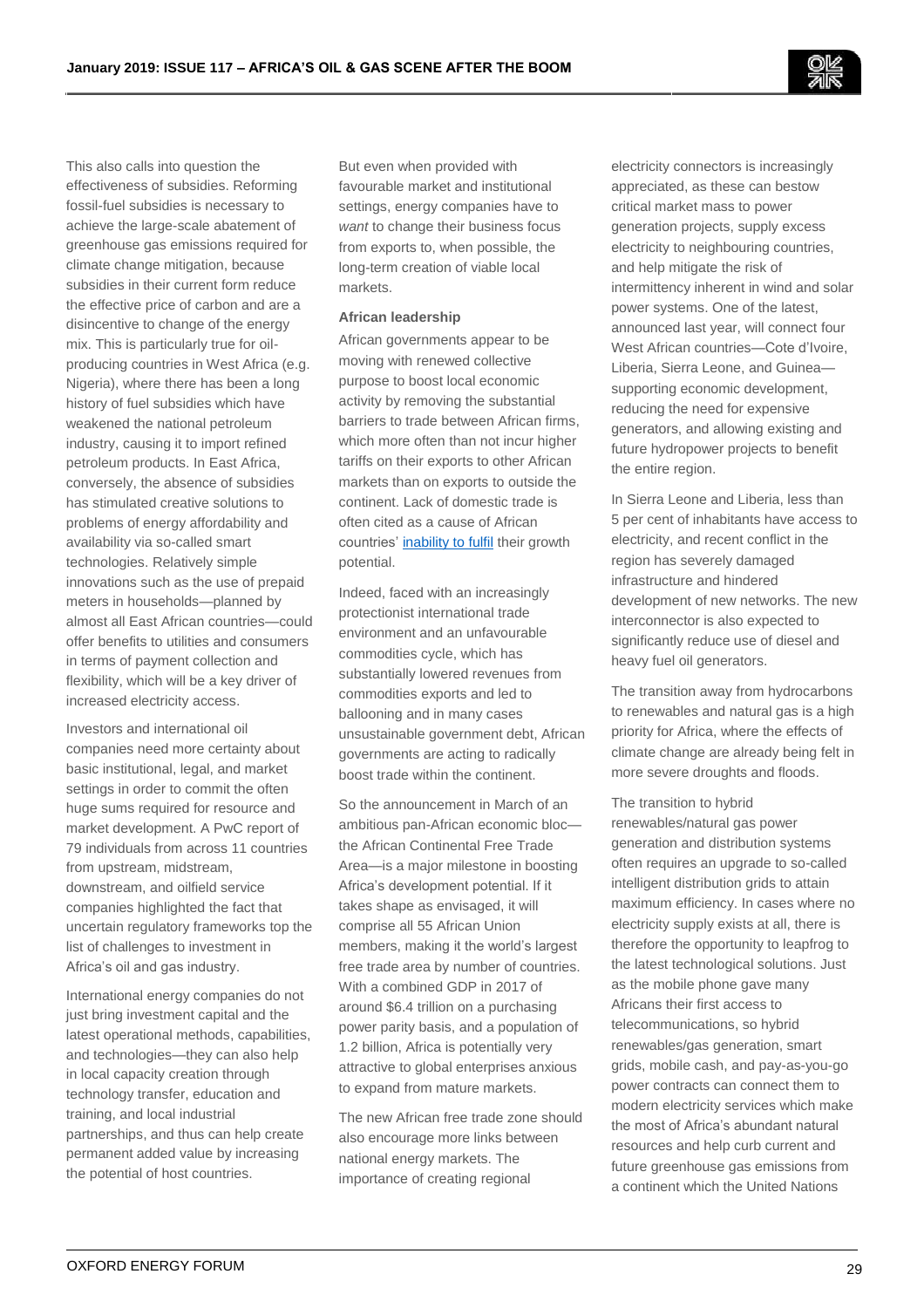This also calls into question the effectiveness of subsidies. Reforming fossil-fuel subsidies is necessary to achieve the large-scale abatement of greenhouse gas emissions required for climate change mitigation, because subsidies in their current form reduce the effective price of carbon and are a disincentive to change of the energy mix. This is particularly true for oil-producing countries in West Africa (e.g. Nigeria), where there has been a long history of fuel subsidies which have weakened the national petroleum industry, causing it to import refined petroleum products. In East Africa, conversely, the absence of subsidies has stimulated creative solutions to problems of energy affordability and availability via so-called smart technologies. Relatively simple innovations such as the use of prepaid meters in households—planned by almost all East African countries—could offer benefits to utilities and consumers in terms of payment collection and flexibility, which will be a key driver of increased electricity access.

Investors and international oil companies need more certainty about basic institutional, legal, and market settings in order to commit the often huge sums required for resource and market development. A PwC report of 79 individuals from across 11 countries from upstream, midstream, downstream, and oilfield service companies highlighted the fact that uncertain regulatory frameworks top the list of challenges to investment in Africa's oil and gas industry.

International energy companies do not just bring investment capital and the latest operational methods, capabilities, and technologies—they can also help in local capacity creation through technology transfer, education and training, and local industrial partnerships, and thus can help create permanent added value by increasing the potential of host countries.

But even when provided with favourable market and institutional settings, energy companies have to *want* to change their business focus from exports to, when possible, the long-term creation of viable local markets.

**African leadership**

African governments appear to be moving with renewed collective purpose to boost local economic activity by removing the substantial barriers to trade between African firms, which more often than not incur higher tariffs on their exports to other African markets than on exports to outside the continent. Lack of domestic trade is often cited as a cause of African countries' inability to fulfil their growth potential.

Indeed, faced with an increasingly protectionist international trade environment and an unfavourable commodities cycle, which has substantially lowered revenues from commodities exports and led to ballooning and in many cases unsustainable government debt, African governments are acting to radically boost trade within the continent.

So the announcement in March of an ambitious pan-African economic bloc—the African Continental Free Trade Area—is a major milestone in boosting Africa's development potential. If it takes shape as envisaged, it will comprise all 55 African Union members, making it the world's largest free trade area by number of countries. With a combined GDP in 2017 of around $6.4 trillion on a purchasing power parity basis, and a population of 1.2 billion, Africa is potentially very attractive to global enterprises anxious to expand from mature markets.

The new African free trade zone should also encourage more links between national energy markets. The importance of creating regional electricity connectors is increasingly appreciated, as these can bestow critical market mass to power generation projects, supply excess electricity to neighbouring countries, and help mitigate the risk of intermittency inherent in wind and solar power systems. One of the latest, announced last year, will connect four West African countries—Cote d'Ivoire, Liberia, Sierra Leone, and Guinea—supporting economic development, reducing the need for expensive generators, and allowing existing and future hydropower projects to benefit the entire region.

In Sierra Leone and Liberia, less than 5 per cent of inhabitants have access to electricity, and recent conflict in the region has severely damaged infrastructure and hindered development of new networks. The new interconnector is also expected to significantly reduce use of diesel and heavy fuel oil generators.

The transition away from hydrocarbons to renewables and natural gas is a high priority for Africa, where the effects of climate change are already being felt in more severe droughts and floods.

The transition to hybrid renewables/natural gas power generation and distribution systems often requires an upgrade to so-called intelligent distribution grids to attain maximum efficiency. In cases where no electricity supply exists at all, there is therefore the opportunity to leapfrog to the latest technological solutions. Just as the mobile phone gave many Africans their first access to telecommunications, so hybrid renewables/gas generation, smart grids, mobile cash, and pay-as-you-go power contracts can connect them to modern electricity services which make the most of Africa's abundant natural resources and help curb current and future greenhouse gas emissions from a continent which the United Nations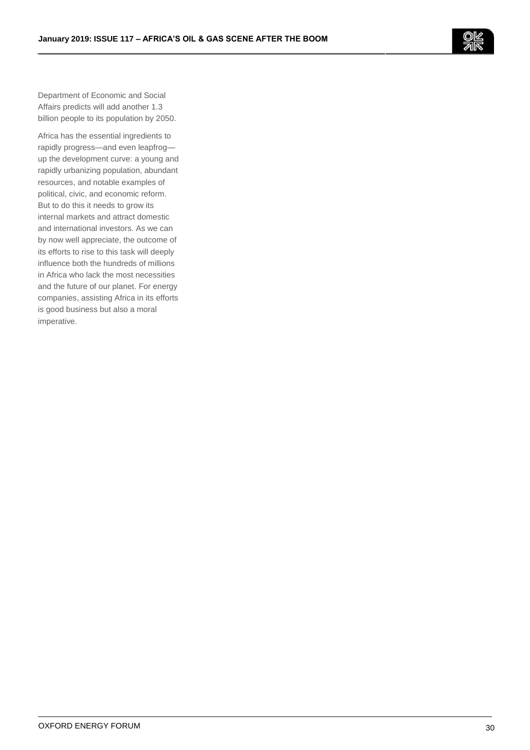Department of Economic and Social Affairs predicts will add another 1.3 billion people to its population by 2050.

Africa has the essential ingredients to rapidly progress—and even leapfrog—up the development curve: a young and rapidly urbanizing population, abundant resources, and notable examples of political, civic, and economic reform. But to do this it needs to grow its internal markets and attract domestic and international investors. As we can by now well appreciate, the outcome of its efforts to rise to this task will deeply influence both the hundreds of millions in Africa who lack the most necessities and the future of our planet. For energy companies, assisting Africa in its efforts is good business but also a moral imperative.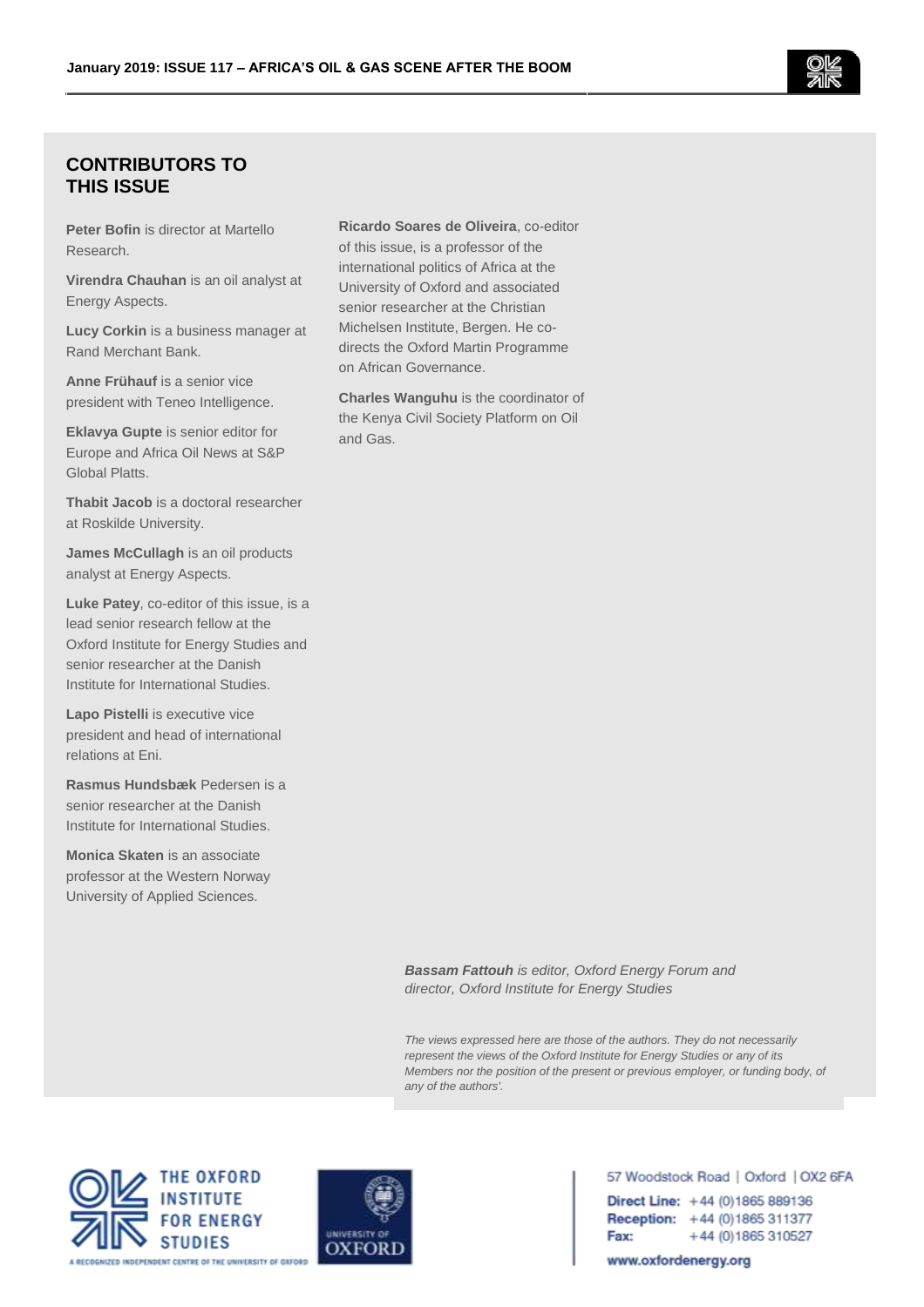## CONTRIBUTORS TO THIS ISSUE

**Peter Bofin** is director at Martello Research.

**Virendra Chauhan** is an oil analyst at Energy Aspects.

**Lucy Corkin** is a business manager at Rand Merchant Bank.

**Anne Frühauf** is a senior vice president with Teneo Intelligence.

**Eklavya Gupte** is senior editor for Europe and Africa Oil News at S&P Global Platts.

**Thabit Jacob** is a doctoral researcher at Roskilde University.

**James McCullagh** is an oil products analyst at Energy Aspects.

**Luke Patey**, co-editor of this issue, is a lead senior research fellow at the Oxford Institute for Energy Studies and senior researcher at the Danish Institute for International Studies.

**Lapo Pistelli** is executive vice president and head of international relations at Eni.

**Rasmus Hundsbæk** Pedersen is a senior researcher at the Danish Institute for International Studies.

**Monica Skaten** is an associate professor at the Western Norway University of Applied Sciences.

**Ricardo Soares de Oliveira**, co-editor of this issue, is a professor of the international politics of Africa at the University of Oxford and associated senior researcher at the Christian Michelsen Institute, Bergen. He co-directs the Oxford Martin Programme on African Governance.

**Charles Wanguhu** is the coordinator of the Kenya Civil Society Platform on Oil and Gas.

***Bassam Fattouh** is editor, Oxford Energy Forum and director, Oxford Institute for Energy Studies*

*The views expressed here are those of the authors. They do not necessarily represent the views of the Oxford Institute for Energy Studies or any of its Members nor the position of the present or previous employer, or funding body, of any of the authors'.*

THE OXFORD INSTITUTE FOR ENERGY STUDIES

A RECOGNIZED INDEPENDENT CENTRE OF THE UNIVERSITY OF OXFORD

UNIVERSITY OF OXFORD

57 Woodstock Road | Oxford | OX2 6FA

**Direct Line:** +44 (0)1865 889136
**Reception:** +44 (0)1865 311377
**Fax:** +44 (0)1865 310527

**www.oxfordenergy.org**